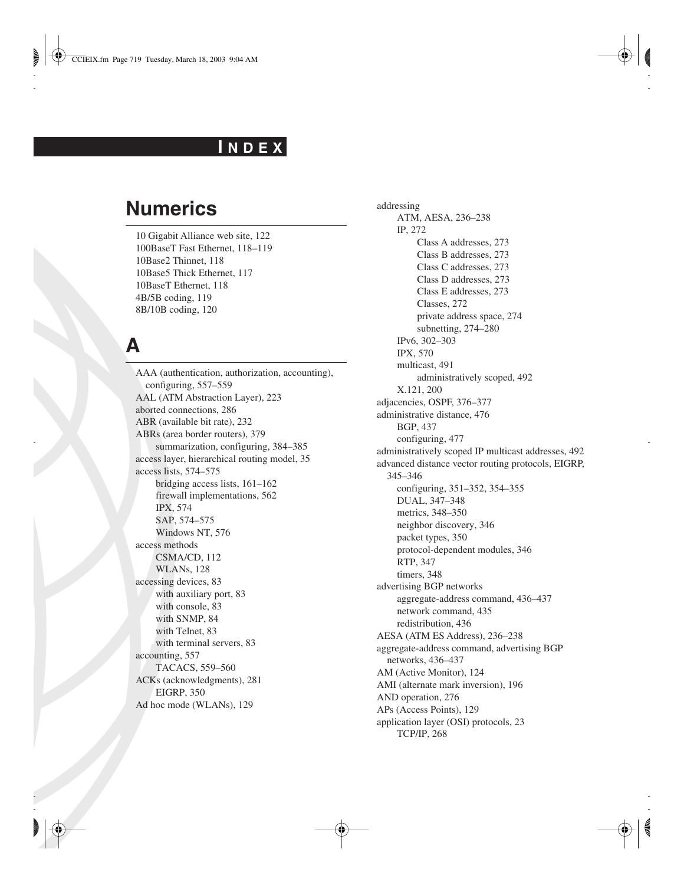# INDEX

## Numerics

10 Gigabit Alliance web site, 122
100BaseT Fast Ethernet, 118–119
10Base2 Thinnet, 118
10Base5 Thick Ethernet, 117
10BaseT Ethernet, 118
4B/5B coding, 119
8B/10B coding, 120

## A

AAA (authentication, authorization, accounting), configuring, 557–559
AAL (ATM Abstraction Layer), 223
aborted connections, 286
ABR (available bit rate), 232
ABRs (area border routers), 379
- summarization, configuring, 384–385

access layer, hierarchical routing model, 35
access lists, 574–575
- bridging access lists, 161–162
- firewall implementations, 562
- IPX, 574
- SAP, 574–575
- Windows NT, 576

access methods
- CSMA/CD, 112
- WLANs, 128

accessing devices, 83
- with auxiliary port, 83
- with console, 83
- with SNMP, 84
- with Telnet, 83
- with terminal servers, 83

accounting, 557
- TACACS, 559–560

ACKs (acknowledgments), 281
- EIGRP, 350

Ad hoc mode (WLANs), 129
addressing
- ATM, AESA, 236–238
- IP, 272
  - Class A addresses, 273
  - Class B addresses, 273
  - Class C addresses, 273
  - Class D addresses, 273
  - Class E addresses, 273
  - Classes, 272
  - private address space, 274
  - subnetting, 274–280
- IPv6, 302–303
- IPX, 570
- multicast, 491
  - administratively scoped, 492
- X.121, 200

adjacencies, OSPF, 376–377
administrative distance, 476
- BGP, 437
- configuring, 477

administratively scoped IP multicast addresses, 492
advanced distance vector routing protocols, EIGRP, 345–346
- configuring, 351–352, 354–355
- DUAL, 347–348
- metrics, 348–350
- neighbor discovery, 346
- packet types, 350
- protocol-dependent modules, 346
- RTP, 347
- timers, 348

advertising BGP networks
- aggregate-address command, 436–437
- network command, 435
- redistribution, 436

AESA (ATM ES Address), 236–238
aggregate-address command, advertising BGP networks, 436–437
AM (Active Monitor), 124
AMI (alternate mark inversion), 196
AND operation, 276
APs (Access Points), 129
application layer (OSI) protocols, 23
- TCP/IP, 268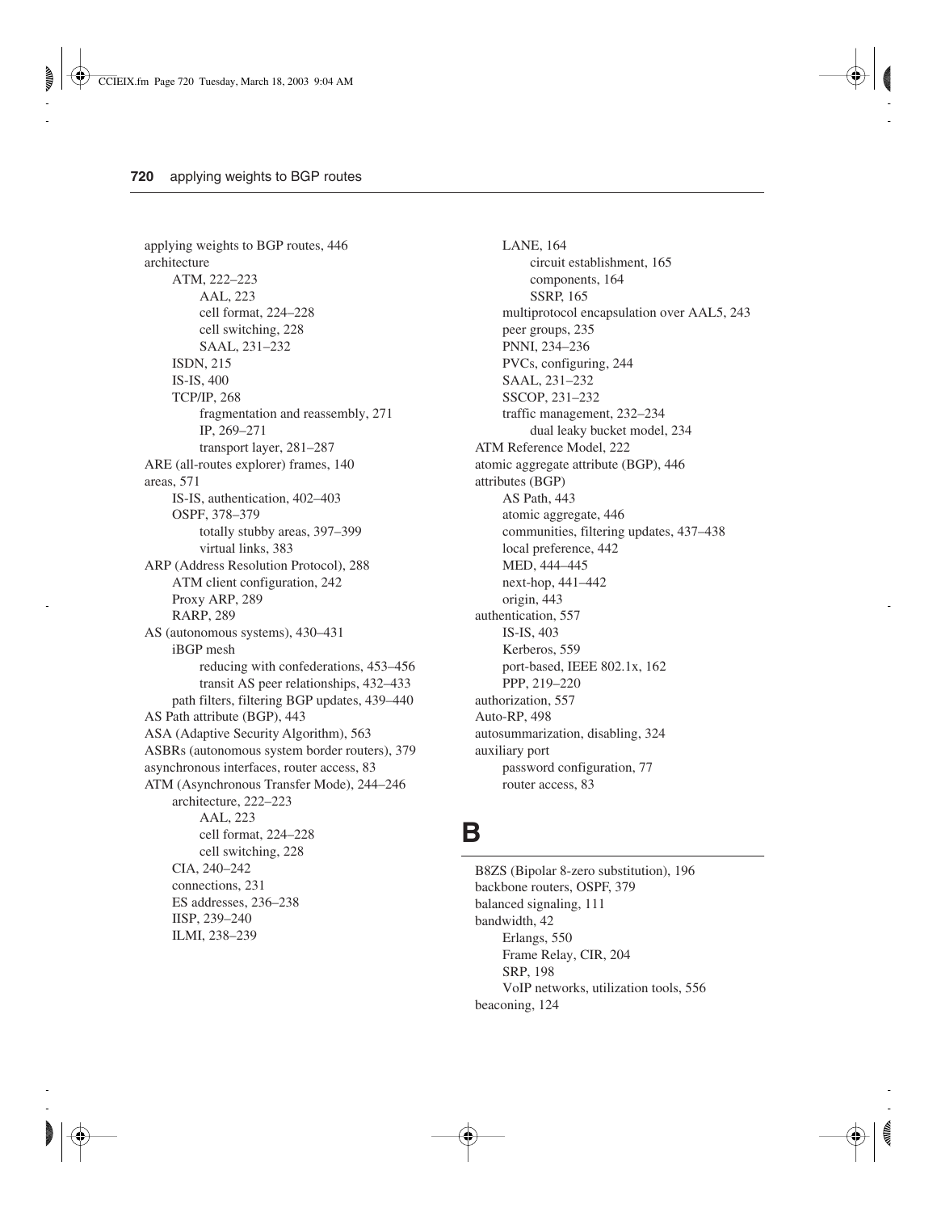- applying weights to BGP routes, 446
- architecture
  - ATM, 222–223
    - AAL, 223
    - cell format, 224–228
    - cell switching, 228
    - SAAL, 231–232
  - ISDN, 215
  - IS-IS, 400
  - TCP/IP, 268
    - fragmentation and reassembly, 271
    - IP, 269–271
    - transport layer, 281–287
- ARE (all-routes explorer) frames, 140
- areas, 571
  - IS-IS, authentication, 402–403
  - OSPF, 378–379
    - totally stubby areas, 397–399
    - virtual links, 383
- ARP (Address Resolution Protocol), 288
  - ATM client configuration, 242
  - Proxy ARP, 289
  - RARP, 289
- AS (autonomous systems), 430–431
  - iBGP mesh
    - reducing with confederations, 453–456
    - transit AS peer relationships, 432–433
  - path filters, filtering BGP updates, 439–440
- AS Path attribute (BGP), 443
- ASA (Adaptive Security Algorithm), 563
- ASBRs (autonomous system border routers), 379
- asynchronous interfaces, router access, 83
- ATM (Asynchronous Transfer Mode), 244–246
  - architecture, 222–223
    - AAL, 223
    - cell format, 224–228
    - cell switching, 228
  - CIA, 240–242
  - connections, 231
  - ES addresses, 236–238
  - IISP, 239–240
  - ILMI, 238–239
  - LANE, 164
    - circuit establishment, 165
    - components, 164
    - SSRP, 165
  - multiprotocol encapsulation over AAL5, 243
  - peer groups, 235
  - PNNI, 234–236
  - PVCs, configuring, 244
  - SAAL, 231–232
  - SSCOP, 231–232
  - traffic management, 232–234
    - dual leaky bucket model, 234
- ATM Reference Model, 222
- atomic aggregate attribute (BGP), 446
- attributes (BGP)
  - AS Path, 443
  - atomic aggregate, 446
  - communities, filtering updates, 437–438
  - local preference, 442
  - MED, 444–445
  - next-hop, 441–442
  - origin, 443
- authentication, 557
  - IS-IS, 403
  - Kerberos, 559
  - port-based, IEEE 802.1x, 162
  - PPP, 219–220
- authorization, 557
- Auto-RP, 498
- autosummarization, disabling, 324
- auxiliary port
  - password configuration, 77
  - router access, 83

## B

- B8ZS (Bipolar 8-zero substitution), 196
- backbone routers, OSPF, 379
- balanced signaling, 111
- bandwidth, 42
  - Erlangs, 550
  - Frame Relay, CIR, 204
  - SRP, 198
  - VoIP networks, utilization tools, 556
- beaconing, 124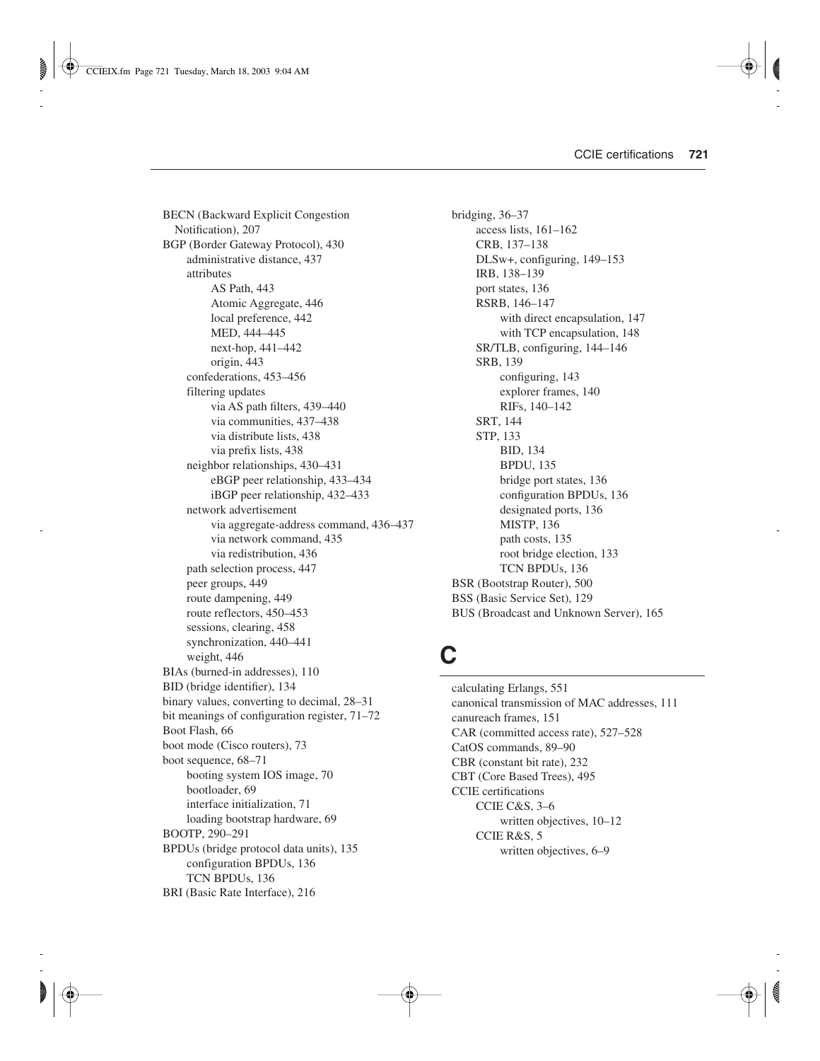- BECN (Backward Explicit Congestion Notification), 207
- BGP (Border Gateway Protocol), 430
  - administrative distance, 437
  - attributes
    - AS Path, 443
    - Atomic Aggregate, 446
    - local preference, 442
    - MED, 444–445
    - next-hop, 441–442
    - origin, 443
  - confederations, 453–456
  - filtering updates
    - via AS path filters, 439–440
    - via communities, 437–438
    - via distribute lists, 438
    - via prefix lists, 438
  - neighbor relationships, 430–431
    - eBGP peer relationship, 433–434
    - iBGP peer relationship, 432–433
  - network advertisement
    - via aggregate-address command, 436–437
    - via network command, 435
    - via redistribution, 436
  - path selection process, 447
  - peer groups, 449
  - route dampening, 449
  - route reflectors, 450–453
  - sessions, clearing, 458
  - synchronization, 440–441
  - weight, 446
- BIAs (burned-in addresses), 110
- BID (bridge identifier), 134
- binary values, converting to decimal, 28–31
- bit meanings of configuration register, 71–72
- Boot Flash, 66
- boot mode (Cisco routers), 73
- boot sequence, 68–71
  - booting system IOS image, 70
  - bootloader, 69
  - interface initialization, 71
  - loading bootstrap hardware, 69
- BOOTP, 290–291
- BPDUs (bridge protocol data units), 135
  - configuration BPDUs, 136
  - TCN BPDUs, 136
- BRI (Basic Rate Interface), 216
- bridging, 36–37
  - access lists, 161–162
  - CRB, 137–138
  - DLSw+, configuring, 149–153
  - IRB, 138–139
  - port states, 136
  - RSRB, 146–147
    - with direct encapsulation, 147
    - with TCP encapsulation, 148
  - SR/TLB, configuring, 144–146
  - SRB, 139
    - configuring, 143
    - explorer frames, 140
    - RIFs, 140–142
  - SRT, 144
  - STP, 133
    - BID, 134
    - BPDU, 135
    - bridge port states, 136
    - configuration BPDUs, 136
    - designated ports, 136
    - MISTP, 136
    - path costs, 135
    - root bridge election, 133
    - TCN BPDUs, 136
- BSR (Bootstrap Router), 500
- BSS (Basic Service Set), 129
- BUS (Broadcast and Unknown Server), 165

# C

- calculating Erlangs, 551
- canonical transmission of MAC addresses, 111
- canureach frames, 151
- CAR (committed access rate), 527–528
- CatOS commands, 89–90
- CBR (constant bit rate), 232
- CBT (Core Based Trees), 495
- CCIE certifications
  - CCIE C&S, 3–6
    - written objectives, 10–12
  - CCIE R&S, 5
    - written objectives, 6–9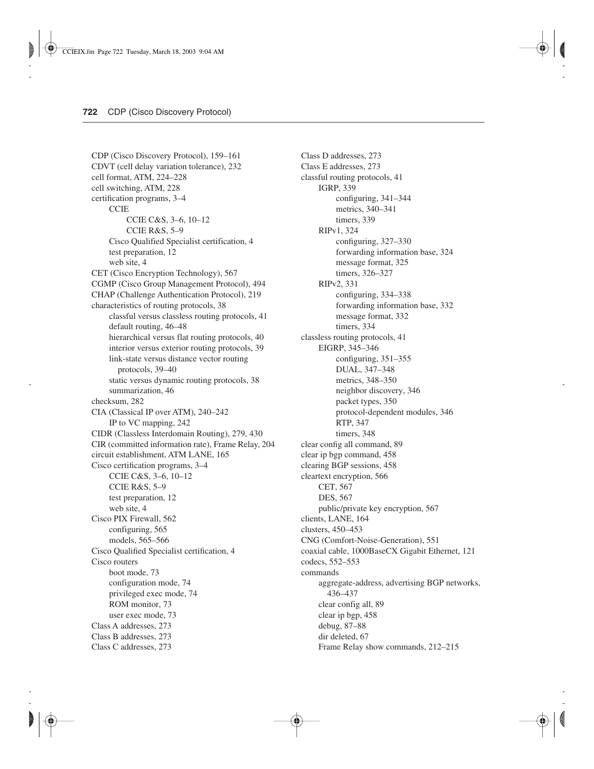- CDP (Cisco Discovery Protocol), 159–161
- CDVT (cell delay variation tolerance), 232
- cell format, ATM, 224–228
- cell switching, ATM, 228
- certification programs, 3–4
  - CCIE
    - CCIE C&S, 3–6, 10–12
    - CCIE R&S, 5–9
  - Cisco Qualified Specialist certification, 4
  - test preparation, 12
  - web site, 4
- CET (Cisco Encryption Technology), 567
- CGMP (Cisco Group Management Protocol), 494
- CHAP (Challenge Authentication Protocol), 219
- characteristics of routing protocols, 38
  - classful versus classless routing protocols, 41
  - default routing, 46–48
  - hierarchical versus flat routing protocols, 40
  - interior versus exterior routing protocols, 39
  - link-state versus distance vector routing protocols, 39–40
  - static versus dynamic routing protocols, 38
  - summarization, 46
- checksum, 282
- CIA (Classical IP over ATM), 240–242
  - IP to VC mapping, 242
- CIDR (Classless Interdomain Routing), 279, 430
- CIR (committed information rate), Frame Relay, 204
- circuit establishment, ATM LANE, 165
- Cisco certification programs, 3–4
  - CCIE C&S, 3–6, 10–12
  - CCIE R&S, 5–9
  - test preparation, 12
  - web site, 4
- Cisco PIX Firewall, 562
  - configuring, 565
  - models, 565–566
- Cisco Qualified Specialist certification, 4
- Cisco routers
  - boot mode, 73
  - configuration mode, 74
  - privileged exec mode, 74
  - ROM monitor, 73
  - user exec mode, 73
- Class A addresses, 273
- Class B addresses, 273
- Class C addresses, 273
- Class D addresses, 273
- Class E addresses, 273
- classful routing protocols, 41
  - IGRP, 339
    - configuring, 341–344
    - metrics, 340–341
    - timers, 339
  - RIPv1, 324
    - configuring, 327–330
    - forwarding information base, 324
    - message format, 325
    - timers, 326–327
  - RIPv2, 331
    - configuring, 334–338
    - forwarding information base, 332
    - message format, 332
    - timers, 334
- classless routing protocols, 41
  - EIGRP, 345–346
    - configuring, 351–355
    - DUAL, 347–348
    - metrics, 348–350
    - neighbor discovery, 346
    - packet types, 350
    - protocol-dependent modules, 346
    - RTP, 347
    - timers, 348
- clear config all command, 89
- clear ip bgp command, 458
- clearing BGP sessions, 458
- cleartext encryption, 566
  - CET, 567
  - DES, 567
  - public/private key encryption, 567
- clients, LANE, 164
- clusters, 450–453
- CNG (Comfort-Noise-Generation), 551
- coaxial cable, 1000BaseCX Gigabit Ethernet, 121
- codecs, 552–553
- commands
  - aggregate-address, advertising BGP networks, 436–437
  - clear config all, 89
  - clear ip bgp, 458
  - debug, 87–88
  - dir deleted, 67
  - Frame Relay show commands, 212–215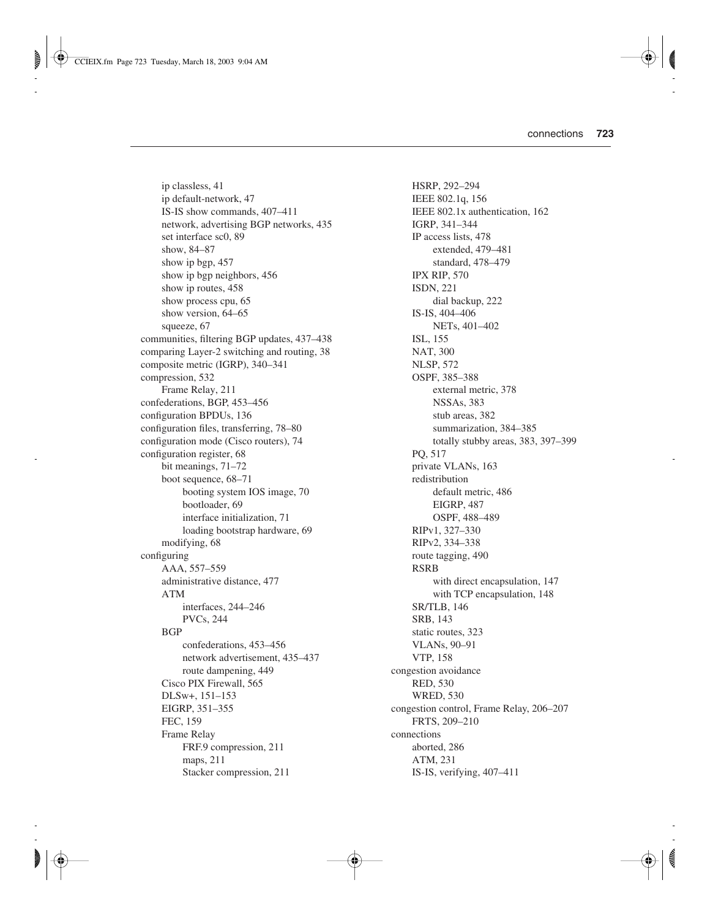- ip classless, 41
- ip default-network, 47
- IS-IS show commands, 407–411
- network, advertising BGP networks, 435
- set interface sc0, 89
- show, 84–87
- show ip bgp, 457
- show ip bgp neighbors, 456
- show ip routes, 458
- show process cpu, 65
- show version, 64–65
- squeeze, 67

communities, filtering BGP updates, 437–438
comparing Layer-2 switching and routing, 38
composite metric (IGRP), 340–341
compression, 532
- Frame Relay, 211

confederations, BGP, 453–456
configuration BPDUs, 136
configuration files, transferring, 78–80
configuration mode (Cisco routers), 74
configuration register, 68
- bit meanings, 71–72
- boot sequence, 68–71
  - booting system IOS image, 70
  - bootloader, 69
  - interface initialization, 71
  - loading bootstrap hardware, 69
- modifying, 68

configuring
- AAA, 557–559
- administrative distance, 477
- ATM
  - interfaces, 244–246
  - PVCs, 244
- BGP
  - confederations, 453–456
  - network advertisement, 435–437
  - route dampening, 449
- Cisco PIX Firewall, 565
- DLSw+, 151–153
- EIGRP, 351–355
- FEC, 159
- Frame Relay
  - FRF.9 compression, 211
  - maps, 211
  - Stacker compression, 211
- HSRP, 292–294
- IEEE 802.1q, 156
- IEEE 802.1x authentication, 162
- IGRP, 341–344
- IP access lists, 478
  - extended, 479–481
  - standard, 478–479
- IPX RIP, 570
- ISDN, 221
  - dial backup, 222
- IS-IS, 404–406
  - NETs, 401–402
- ISL, 155
- NAT, 300
- NLSP, 572
- OSPF, 385–388
  - external metric, 378
  - NSSAs, 383
  - stub areas, 382
  - summarization, 384–385
  - totally stubby areas, 383, 397–399
- PQ, 517
- private VLANs, 163
- redistribution
  - default metric, 486
  - EIGRP, 487
  - OSPF, 488–489
- RIPv1, 327–330
- RIPv2, 334–338
- route tagging, 490
- RSRB
  - with direct encapsulation, 147
  - with TCP encapsulation, 148
- SR/TLB, 146
- SRB, 143
- static routes, 323
- VLANs, 90–91
- VTP, 158

congestion avoidance
- RED, 530
- WRED, 530

congestion control, Frame Relay, 206–207
- FRTS, 209–210

connections
- aborted, 286
- ATM, 231
- IS-IS, verifying, 407–411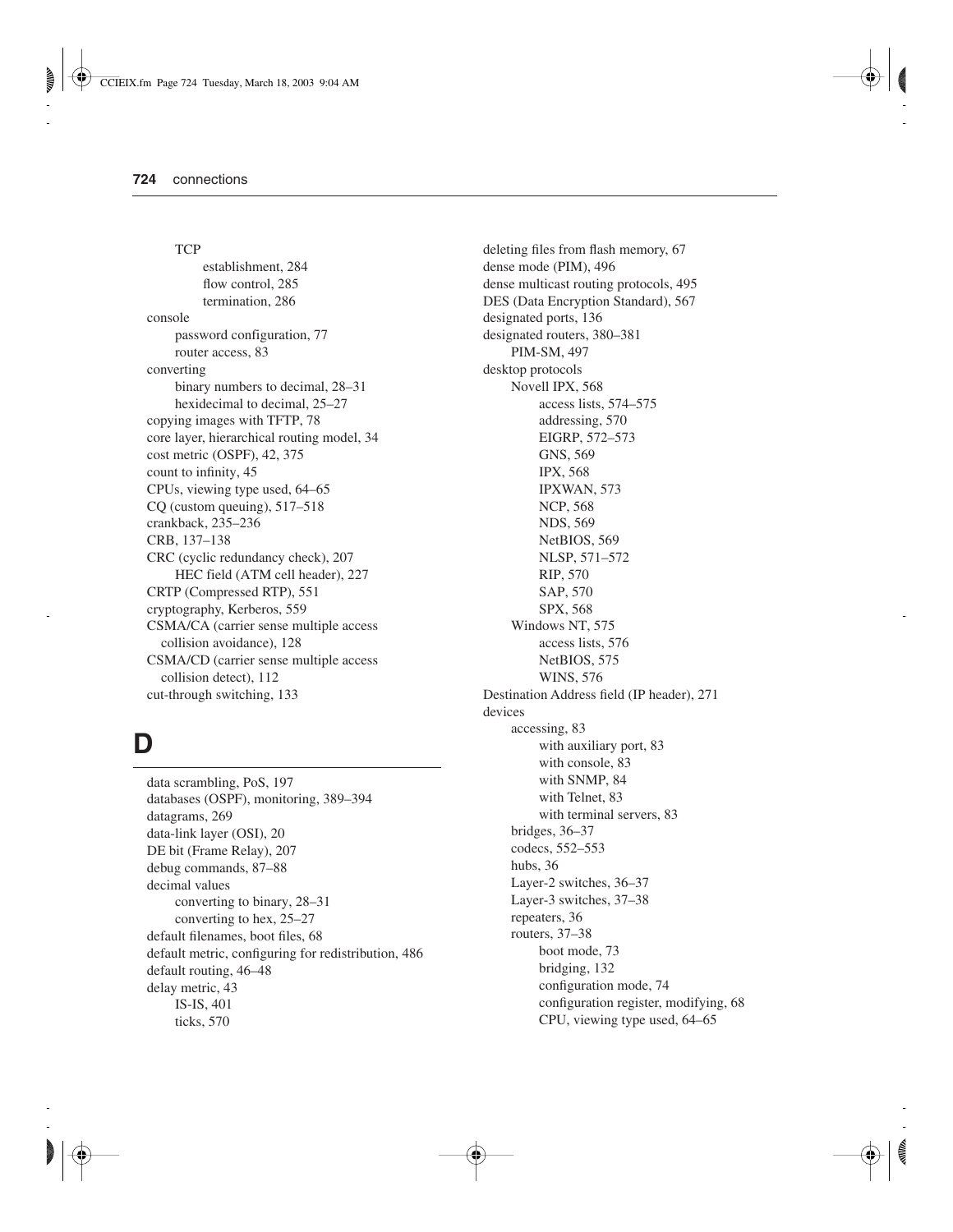TCP
    establishment, 284
    flow control, 285
    termination, 286

console
    password configuration, 77
    router access, 83

converting
    binary numbers to decimal, 28–31
    hexidecimal to decimal, 25–27

copying images with TFTP, 78

core layer, hierarchical routing model, 34

cost metric (OSPF), 42, 375

count to infinity, 45

CPUs, viewing type used, 64–65

CQ (custom queuing), 517–518

crankback, 235–236

CRB, 137–138

CRC (cyclic redundancy check), 207
    HEC field (ATM cell header), 227

CRTP (Compressed RTP), 551

cryptography, Kerberos, 559

CSMA/CA (carrier sense multiple access collision avoidance), 128

CSMA/CD (carrier sense multiple access collision detect), 112

cut-through switching, 133

## D

data scrambling, PoS, 197

databases (OSPF), monitoring, 389–394

datagrams, 269

data-link layer (OSI), 20

DE bit (Frame Relay), 207

debug commands, 87–88

decimal values
    converting to binary, 28–31
    converting to hex, 25–27

default filenames, boot files, 68

default metric, configuring for redistribution, 486

default routing, 46–48

delay metric, 43
    IS-IS, 401
    ticks, 570

deleting files from flash memory, 67

dense mode (PIM), 496

dense multicast routing protocols, 495

DES (Data Encryption Standard), 567

designated ports, 136

designated routers, 380–381
    PIM-SM, 497

desktop protocols
    Novell IPX, 568
        access lists, 574–575
        addressing, 570
        EIGRP, 572–573
        GNS, 569
        IPX, 568
        IPXWAN, 573
        NCP, 568
        NDS, 569
        NetBIOS, 569
        NLSP, 571–572
        RIP, 570
        SAP, 570
        SPX, 568
    Windows NT, 575
        access lists, 576
        NetBIOS, 575
        WINS, 576

Destination Address field (IP header), 271

devices
    accessing, 83
        with auxiliary port, 83
        with console, 83
        with SNMP, 84
        with Telnet, 83
        with terminal servers, 83
    bridges, 36–37
    codecs, 552–553
    hubs, 36
    Layer-2 switches, 36–37
    Layer-3 switches, 37–38
    repeaters, 36
    routers, 37–38
        boot mode, 73
        bridging, 132
        configuration mode, 74
        configuration register, modifying, 68
        CPU, viewing type used, 64–65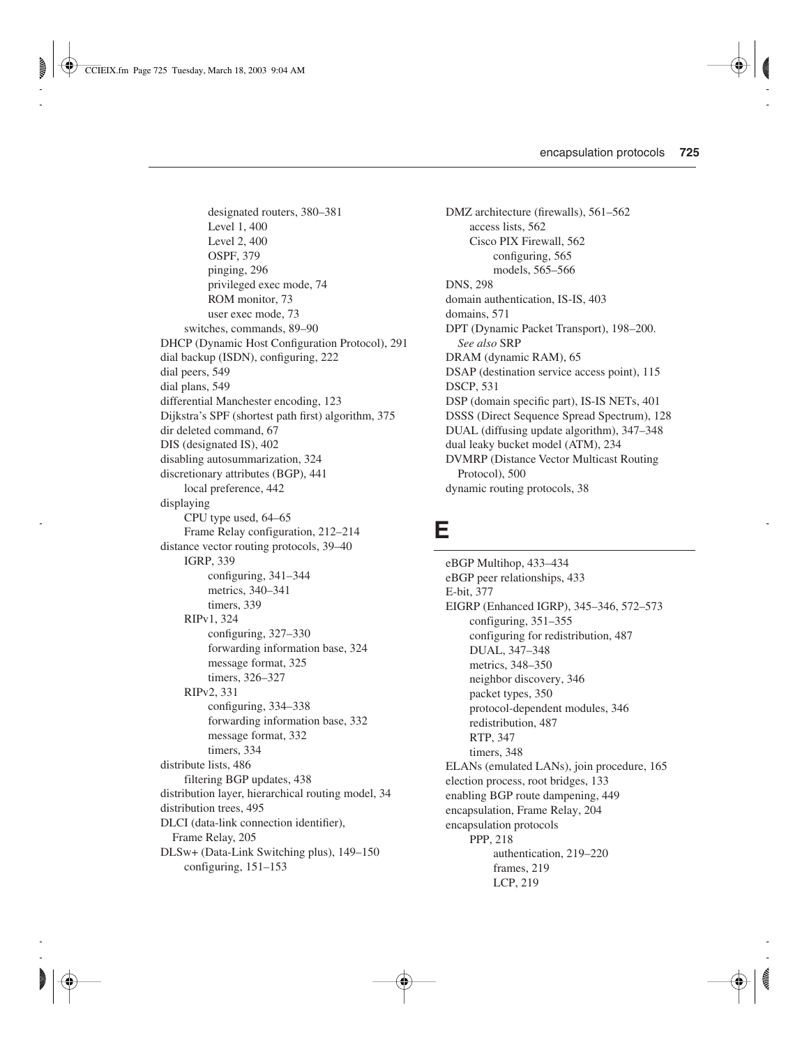designated routers, 380–381
Level 1, 400
Level 2, 400
OSPF, 379
pinging, 296
privileged exec mode, 74
ROM monitor, 73
user exec mode, 73
switches, commands, 89–90
DHCP (Dynamic Host Configuration Protocol), 291
dial backup (ISDN), configuring, 222
dial peers, 549
dial plans, 549
differential Manchester encoding, 123
Dijkstra's SPF (shortest path first) algorithm, 375
dir deleted command, 67
DIS (designated IS), 402
disabling autosummarization, 324
discretionary attributes (BGP), 441
local preference, 442
displaying
CPU type used, 64–65
Frame Relay configuration, 212–214
distance vector routing protocols, 39–40
IGRP, 339
configuring, 341–344
metrics, 340–341
timers, 339
RIPv1, 324
configuring, 327–330
forwarding information base, 324
message format, 325
timers, 326–327
RIPv2, 331
configuring, 334–338
forwarding information base, 332
message format, 332
timers, 334
distribute lists, 486
filtering BGP updates, 438
distribution layer, hierarchical routing model, 34
distribution trees, 495
DLCI (data-link connection identifier), Frame Relay, 205
DLSw+ (Data-Link Switching plus), 149–150
configuring, 151–153
DMZ architecture (firewalls), 561–562
access lists, 562
Cisco PIX Firewall, 562
configuring, 565
models, 565–566
DNS, 298
domain authentication, IS-IS, 403
domains, 571
DPT (Dynamic Packet Transport), 198–200. *See also* SRP
DRAM (dynamic RAM), 65
DSAP (destination service access point), 115
DSCP, 531
DSP (domain specific part), IS-IS NETs, 401
DSSS (Direct Sequence Spread Spectrum), 128
DUAL (diffusing update algorithm), 347–348
dual leaky bucket model (ATM), 234
DVMRP (Distance Vector Multicast Routing Protocol), 500
dynamic routing protocols, 38

# E

eBGP Multihop, 433–434
eBGP peer relationships, 433
E-bit, 377
EIGRP (Enhanced IGRP), 345–346, 572–573
configuring, 351–355
configuring for redistribution, 487
DUAL, 347–348
metrics, 348–350
neighbor discovery, 346
packet types, 350
protocol-dependent modules, 346
redistribution, 487
RTP, 347
timers, 348
ELANs (emulated LANs), join procedure, 165
election process, root bridges, 133
enabling BGP route dampening, 449
encapsulation, Frame Relay, 204
encapsulation protocols
PPP, 218
authentication, 219–220
frames, 219
LCP, 219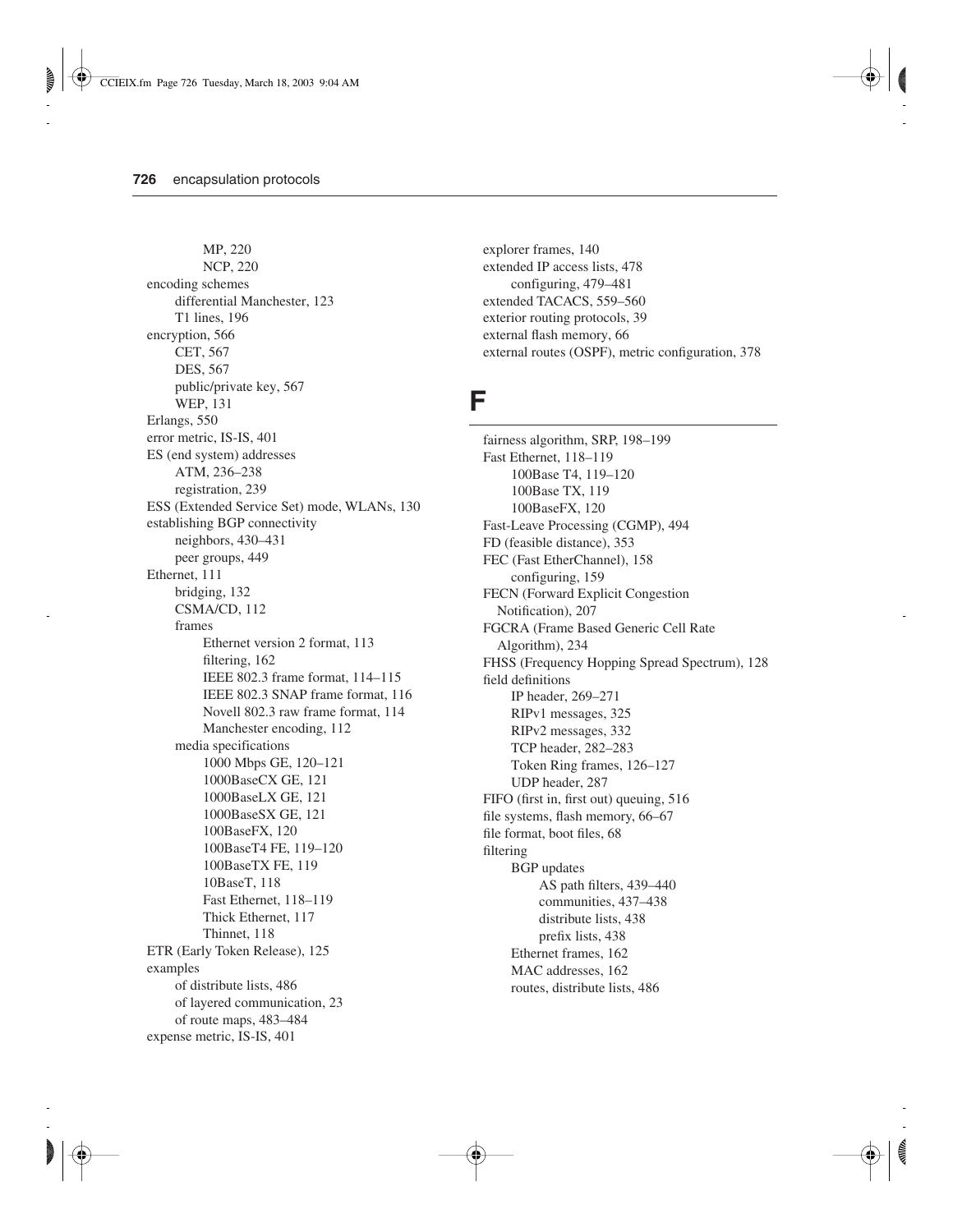- MP, 220
- NCP, 220

encoding schemes
- differential Manchester, 123
- T1 lines, 196

encryption, 566
- CET, 567
- DES, 567
- public/private key, 567
- WEP, 131

Erlangs, 550

error metric, IS-IS, 401

ES (end system) addresses
- ATM, 236–238
- registration, 239

ESS (Extended Service Set) mode, WLANs, 130

establishing BGP connectivity
- neighbors, 430–431
- peer groups, 449

Ethernet, 111
- bridging, 132
- CSMA/CD, 112
- frames
  - Ethernet version 2 format, 113
  - filtering, 162
  - IEEE 802.3 frame format, 114–115
  - IEEE 802.3 SNAP frame format, 116
  - Novell 802.3 raw frame format, 114
  - Manchester encoding, 112
- media specifications
  - 1000 Mbps GE, 120–121
  - 1000BaseCX GE, 121
  - 1000BaseLX GE, 121
  - 1000BaseSX GE, 121
  - 100BaseFX, 120
  - 100BaseT4 FE, 119–120
  - 100BaseTX FE, 119
  - 10BaseT, 118
  - Fast Ethernet, 118–119
  - Thick Ethernet, 117
  - Thinnet, 118

ETR (Early Token Release), 125

examples
- of distribute lists, 486
- of layered communication, 23
- of route maps, 483–484

expense metric, IS-IS, 401

explorer frames, 140

extended IP access lists, 478
- configuring, 479–481

extended TACACS, 559–560

exterior routing protocols, 39

external flash memory, 66

external routes (OSPF), metric configuration, 378

## F

fairness algorithm, SRP, 198–199

Fast Ethernet, 118–119
- 100Base T4, 119–120
- 100Base TX, 119
- 100BaseFX, 120

Fast-Leave Processing (CGMP), 494

FD (feasible distance), 353

FEC (Fast EtherChannel), 158
- configuring, 159

FECN (Forward Explicit Congestion Notification), 207

FGCRA (Frame Based Generic Cell Rate Algorithm), 234

FHSS (Frequency Hopping Spread Spectrum), 128

field definitions
- IP header, 269–271
- RIPv1 messages, 325
- RIPv2 messages, 332
- TCP header, 282–283
- Token Ring frames, 126–127
- UDP header, 287

FIFO (first in, first out) queuing, 516

file systems, flash memory, 66–67

file format, boot files, 68

filtering
- BGP updates
  - AS path filters, 439–440
  - communities, 437–438
  - distribute lists, 438
  - prefix lists, 438
- Ethernet frames, 162
- MAC addresses, 162
- routes, distribute lists, 486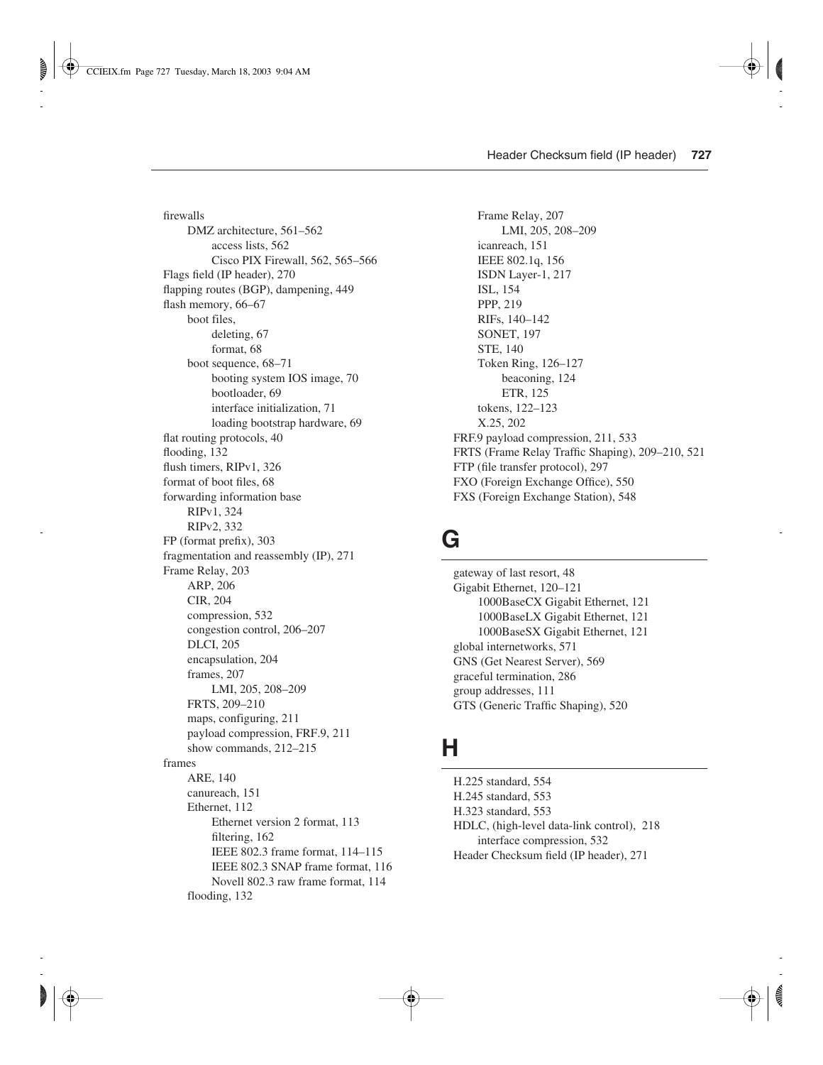firewalls
- DMZ architecture, 561–562
  - access lists, 562
  - Cisco PIX Firewall, 562, 565–566

Flags field (IP header), 270
flapping routes (BGP), dampening, 449
flash memory, 66–67
- boot files,
  - deleting, 67
  - format, 68
- boot sequence, 68–71
  - booting system IOS image, 70
  - bootloader, 69
  - interface initialization, 71
  - loading bootstrap hardware, 69

flat routing protocols, 40
flooding, 132
flush timers, RIPv1, 326
format of boot files, 68
forwarding information base
- RIPv1, 324
- RIPv2, 332

FP (format prefix), 303
fragmentation and reassembly (IP), 271
Frame Relay, 203
- ARP, 206
- CIR, 204
- compression, 532
- congestion control, 206–207
- DLCI, 205
- encapsulation, 204
- frames, 207
  - LMI, 205, 208–209
- FRTS, 209–210
- maps, configuring, 211
- payload compression, FRF.9, 211
- show commands, 212–215

frames
- ARE, 140
- canureach, 151
- Ethernet, 112
  - Ethernet version 2 format, 113
  - filtering, 162
  - IEEE 802.3 frame format, 114–115
  - IEEE 802.3 SNAP frame format, 116
  - Novell 802.3 raw frame format, 114
- flooding, 132
- Frame Relay, 207
  - LMI, 205, 208–209
- icanreach, 151
- IEEE 802.1q, 156
- ISDN Layer-1, 217
- ISL, 154
- PPP, 219
- RIFs, 140–142
- SONET, 197
- STE, 140
- Token Ring, 126–127
  - beaconing, 124
  - ETR, 125
- tokens, 122–123
- X.25, 202

FRF.9 payload compression, 211, 533
FRTS (Frame Relay Traffic Shaping), 209–210, 521
FTP (file transfer protocol), 297
FXO (Foreign Exchange Office), 550
FXS (Foreign Exchange Station), 548

## G

gateway of last resort, 48
Gigabit Ethernet, 120–121
- 1000BaseCX Gigabit Ethernet, 121
- 1000BaseLX Gigabit Ethernet, 121
- 1000BaseSX Gigabit Ethernet, 121

global internetworks, 571
GNS (Get Nearest Server), 569
graceful termination, 286
group addresses, 111
GTS (Generic Traffic Shaping), 520

## H

H.225 standard, 554
H.245 standard, 553
H.323 standard, 553
HDLC, (high-level data-link control), 218
- interface compression, 532

Header Checksum field (IP header), 271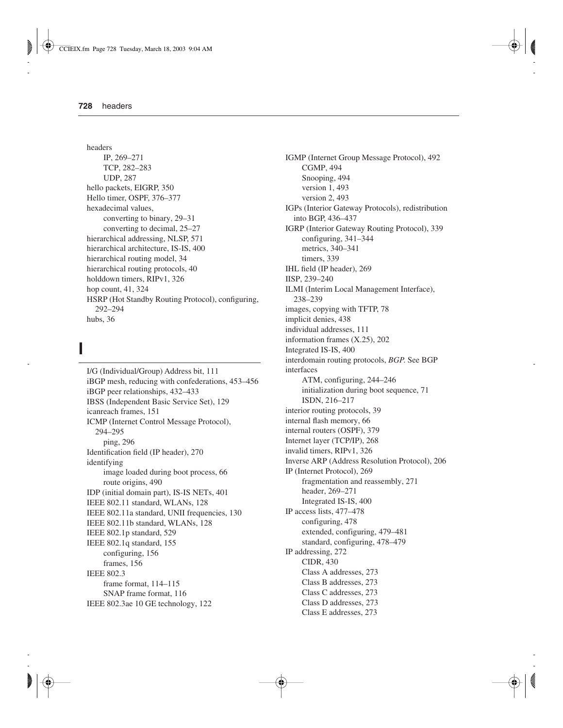headers
- IP, 269–271
- TCP, 282–283
- UDP, 287

hello packets, EIGRP, 350
Hello timer, OSPF, 376–377
hexadecimal values,
- converting to binary, 29–31
- converting to decimal, 25–27

hierarchical addressing, NLSP, 571
hierarchical architecture, IS-IS, 400
hierarchical routing model, 34
hierarchical routing protocols, 40
holddown timers, RIPv1, 326
hop count, 41, 324
HSRP (Hot Standby Routing Protocol), configuring, 292–294
hubs, 36

# I

I/G (Individual/Group) Address bit, 111
iBGP mesh, reducing with confederations, 453–456
iBGP peer relationships, 432–433
IBSS (Independent Basic Service Set), 129
icanreach frames, 151
ICMP (Internet Control Message Protocol), 294–295
- ping, 296

Identification field (IP header), 270
identifying
- image loaded during boot process, 66
- route origins, 490

IDP (initial domain part), IS-IS NETs, 401
IEEE 802.11 standard, WLANs, 128
IEEE 802.11a standard, UNII frequencies, 130
IEEE 802.11b standard, WLANs, 128
IEEE 802.1p standard, 529
IEEE 802.1q standard, 155
- configuring, 156
- frames, 156

IEEE 802.3
- frame format, 114–115
- SNAP frame format, 116

IEEE 802.3ae 10 GE technology, 122
IGMP (Internet Group Message Protocol), 492
- CGMP, 494
- Snooping, 494
- version 1, 493
- version 2, 493

IGPs (Interior Gateway Protocols), redistribution into BGP, 436–437
IGRP (Interior Gateway Routing Protocol), 339
- configuring, 341–344
- metrics, 340–341
- timers, 339

IHL field (IP header), 269
IISP, 239–240
ILMI (Interim Local Management Interface), 238–239
images, copying with TFTP, 78
implicit denies, 438
individual addresses, 111
information frames (X.25), 202
Integrated IS-IS, 400
interdomain routing protocols, *BGP.* See BGP
interfaces
- ATM, configuring, 244–246
- initialization during boot sequence, 71
- ISDN, 216–217

interior routing protocols, 39
internal flash memory, 66
internal routers (OSPF), 379
Internet layer (TCP/IP), 268
invalid timers, RIPv1, 326
Inverse ARP (Address Resolution Protocol), 206
IP (Internet Protocol), 269
- fragmentation and reassembly, 271
- header, 269–271
- Integrated IS-IS, 400

IP access lists, 477–478
- configuring, 478
- extended, configuring, 479–481
- standard, configuring, 478–479

IP addressing, 272
- CIDR, 430
- Class A addresses, 273
- Class B addresses, 273
- Class C addresses, 273
- Class D addresses, 273
- Class E addresses, 273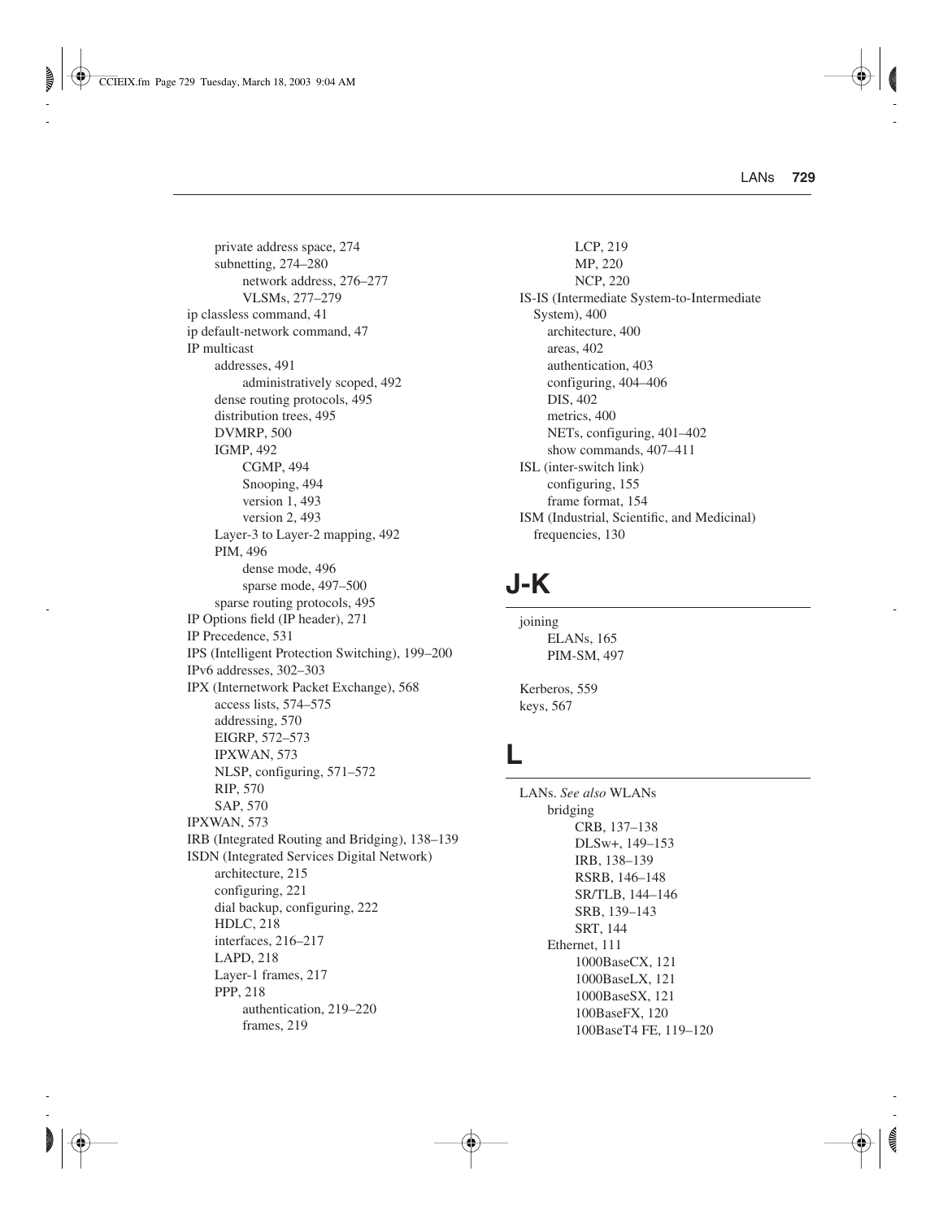- private address space, 274
- subnetting, 274–280
  - network address, 276–277
  - VLSMs, 277–279

ip classless command, 41

ip default-network command, 47

IP multicast
- addresses, 491
  - administratively scoped, 492
- dense routing protocols, 495
- distribution trees, 495
- DVMRP, 500
- IGMP, 492
  - CGMP, 494
  - Snooping, 494
  - version 1, 493
  - version 2, 493
- Layer-3 to Layer-2 mapping, 492
- PIM, 496
  - dense mode, 496
  - sparse mode, 497–500
- sparse routing protocols, 495

IP Options field (IP header), 271

IP Precedence, 531

IPS (Intelligent Protection Switching), 199–200

IPv6 addresses, 302–303

IPX (Internetwork Packet Exchange), 568
- access lists, 574–575
- addressing, 570
- EIGRP, 572–573
- IPXWAN, 573
- NLSP, configuring, 571–572
- RIP, 570
- SAP, 570

IPXWAN, 573

IRB (Integrated Routing and Bridging), 138–139

ISDN (Integrated Services Digital Network)
- architecture, 215
- configuring, 221
- dial backup, configuring, 222
- HDLC, 218
- interfaces, 216–217
- LAPD, 218
- Layer-1 frames, 217
- PPP, 218
  - authentication, 219–220
  - frames, 219
  - LCP, 219
  - MP, 220
  - NCP, 220

IS-IS (Intermediate System-to-Intermediate System), 400
- architecture, 400
- areas, 402
- authentication, 403
- configuring, 404–406
- DIS, 402
- metrics, 400
- NETs, configuring, 401–402
- show commands, 407–411

ISL (inter-switch link)
- configuring, 155
- frame format, 154

ISM (Industrial, Scientific, and Medicinal) frequencies, 130

# J-K

joining
- ELANs, 165
- PIM-SM, 497

Kerberos, 559

keys, 567

# L

LANs. *See also* WLANs
- bridging
  - CRB, 137–138
  - DLSw+, 149–153
  - IRB, 138–139
  - RSRB, 146–148
  - SR/TLB, 144–146
  - SRB, 139–143
  - SRT, 144
- Ethernet, 111
  - 1000BaseCX, 121
  - 1000BaseLX, 121
  - 1000BaseSX, 121
  - 100BaseFX, 120
  - 100BaseT4 FE, 119–120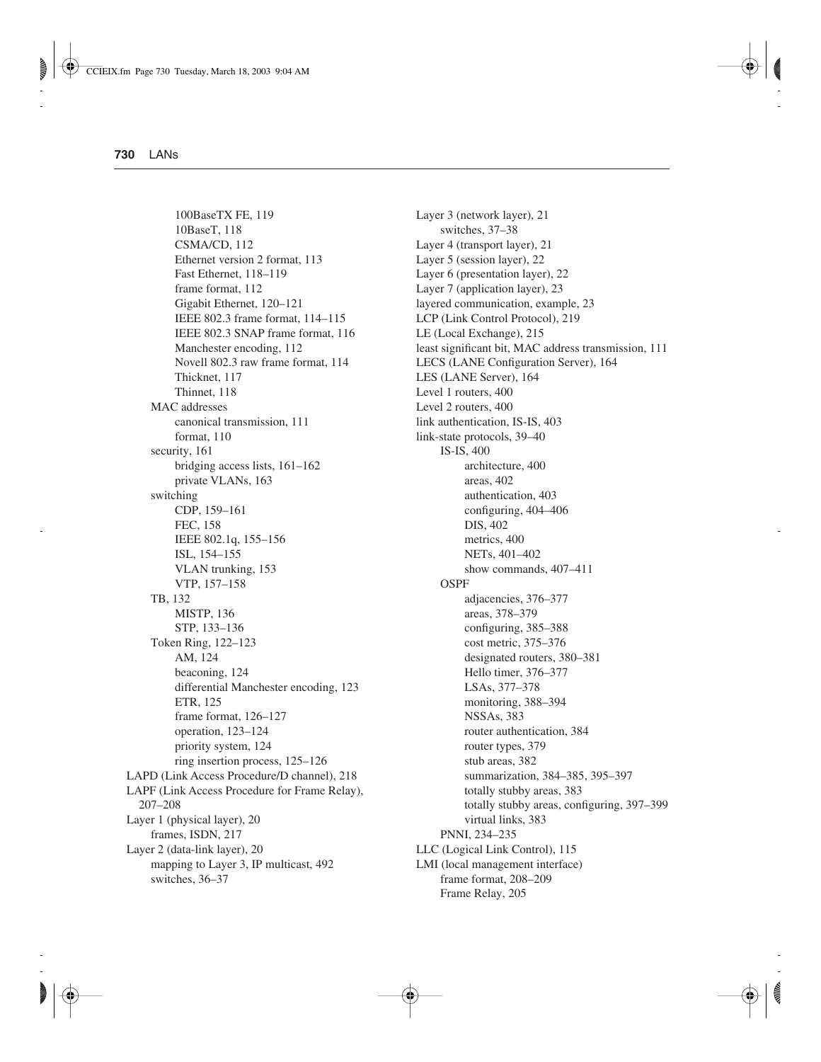100BaseTX FE, 119
10BaseT, 118
CSMA/CD, 112
Ethernet version 2 format, 113
Fast Ethernet, 118–119
frame format, 112
Gigabit Ethernet, 120–121
IEEE 802.3 frame format, 114–115
IEEE 802.3 SNAP frame format, 116
Manchester encoding, 112
Novell 802.3 raw frame format, 114
Thicknet, 117
Thinnet, 118

MAC addresses
canonical transmission, 111
format, 110

security, 161
bridging access lists, 161–162
private VLANs, 163

switching
CDP, 159–161
FEC, 158
IEEE 802.1q, 155–156
ISL, 154–155
VLAN trunking, 153
VTP, 157–158

TB, 132
MISTP, 136
STP, 133–136

Token Ring, 122–123
AM, 124
beaconing, 124
differential Manchester encoding, 123
ETR, 125
frame format, 126–127
operation, 123–124
priority system, 124
ring insertion process, 125–126

LAPD (Link Access Procedure/D channel), 218
LAPF (Link Access Procedure for Frame Relay), 207–208
Layer 1 (physical layer), 20
frames, ISDN, 217
Layer 2 (data-link layer), 20
mapping to Layer 3, IP multicast, 492
switches, 36–37
Layer 3 (network layer), 21
switches, 37–38
Layer 4 (transport layer), 21
Layer 5 (session layer), 22
Layer 6 (presentation layer), 22
Layer 7 (application layer), 23
layered communication, example, 23
LCP (Link Control Protocol), 219
LE (Local Exchange), 215
least significant bit, MAC address transmission, 111
LECS (LANE Configuration Server), 164
LES (LANE Server), 164
Level 1 routers, 400
Level 2 routers, 400
link authentication, IS-IS, 403
link-state protocols, 39–40

IS-IS, 400
architecture, 400
areas, 402
authentication, 403
configuring, 404–406
DIS, 402
metrics, 400
NETs, 401–402
show commands, 407–411

OSPF
adjacencies, 376–377
areas, 378–379
configuring, 385–388
cost metric, 375–376
designated routers, 380–381
Hello timer, 376–377
LSAs, 377–378
monitoring, 388–394
NSSAs, 383
router authentication, 384
router types, 379
stub areas, 382
summarization, 384–385, 395–397
totally stubby areas, 383
totally stubby areas, configuring, 397–399
virtual links, 383

PNNI, 234–235

LLC (Logical Link Control), 115
LMI (local management interface)
frame format, 208–209
Frame Relay, 205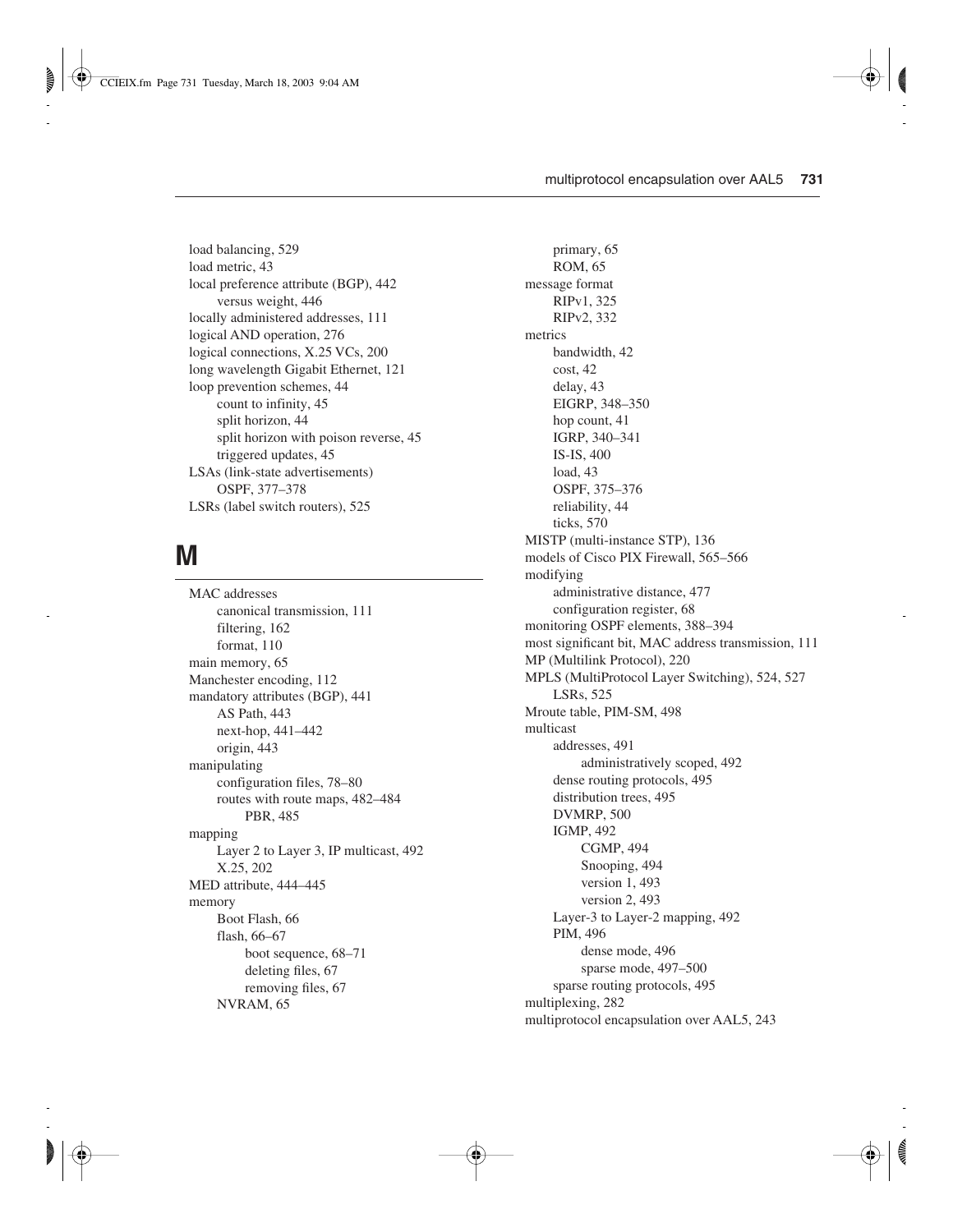load balancing, 529
load metric, 43
local preference attribute (BGP), 442
    versus weight, 446
locally administered addresses, 111
logical AND operation, 276
logical connections, X.25 VCs, 200
long wavelength Gigabit Ethernet, 121
loop prevention schemes, 44
    count to infinity, 45
    split horizon, 44
    split horizon with poison reverse, 45
    triggered updates, 45
LSAs (link-state advertisements)
    OSPF, 377–378
LSRs (label switch routers), 525

## M

MAC addresses
    canonical transmission, 111
    filtering, 162
    format, 110
main memory, 65
Manchester encoding, 112
mandatory attributes (BGP), 441
    AS Path, 443
    next-hop, 441–442
    origin, 443
manipulating
    configuration files, 78–80
    routes with route maps, 482–484
        PBR, 485
mapping
    Layer 2 to Layer 3, IP multicast, 492
    X.25, 202
MED attribute, 444–445
memory
    Boot Flash, 66
    flash, 66–67
        boot sequence, 68–71
        deleting files, 67
        removing files, 67
    NVRAM, 65
    primary, 65
    ROM, 65
message format
    RIPv1, 325
    RIPv2, 332
metrics
    bandwidth, 42
    cost, 42
    delay, 43
    EIGRP, 348–350
    hop count, 41
    IGRP, 340–341
    IS-IS, 400
    load, 43
    OSPF, 375–376
    reliability, 44
    ticks, 570
MISTP (multi-instance STP), 136
models of Cisco PIX Firewall, 565–566
modifying
    administrative distance, 477
    configuration register, 68
monitoring OSPF elements, 388–394
most significant bit, MAC address transmission, 111
MP (Multilink Protocol), 220
MPLS (MultiProtocol Layer Switching), 524, 527
    LSRs, 525
Mroute table, PIM-SM, 498
multicast
    addresses, 491
        administratively scoped, 492
    dense routing protocols, 495
    distribution trees, 495
    DVMRP, 500
    IGMP, 492
        CGMP, 494
        Snooping, 494
        version 1, 493
        version 2, 493
    Layer-3 to Layer-2 mapping, 492
    PIM, 496
        dense mode, 496
        sparse mode, 497–500
    sparse routing protocols, 495
multiplexing, 282
multiprotocol encapsulation over AAL5, 243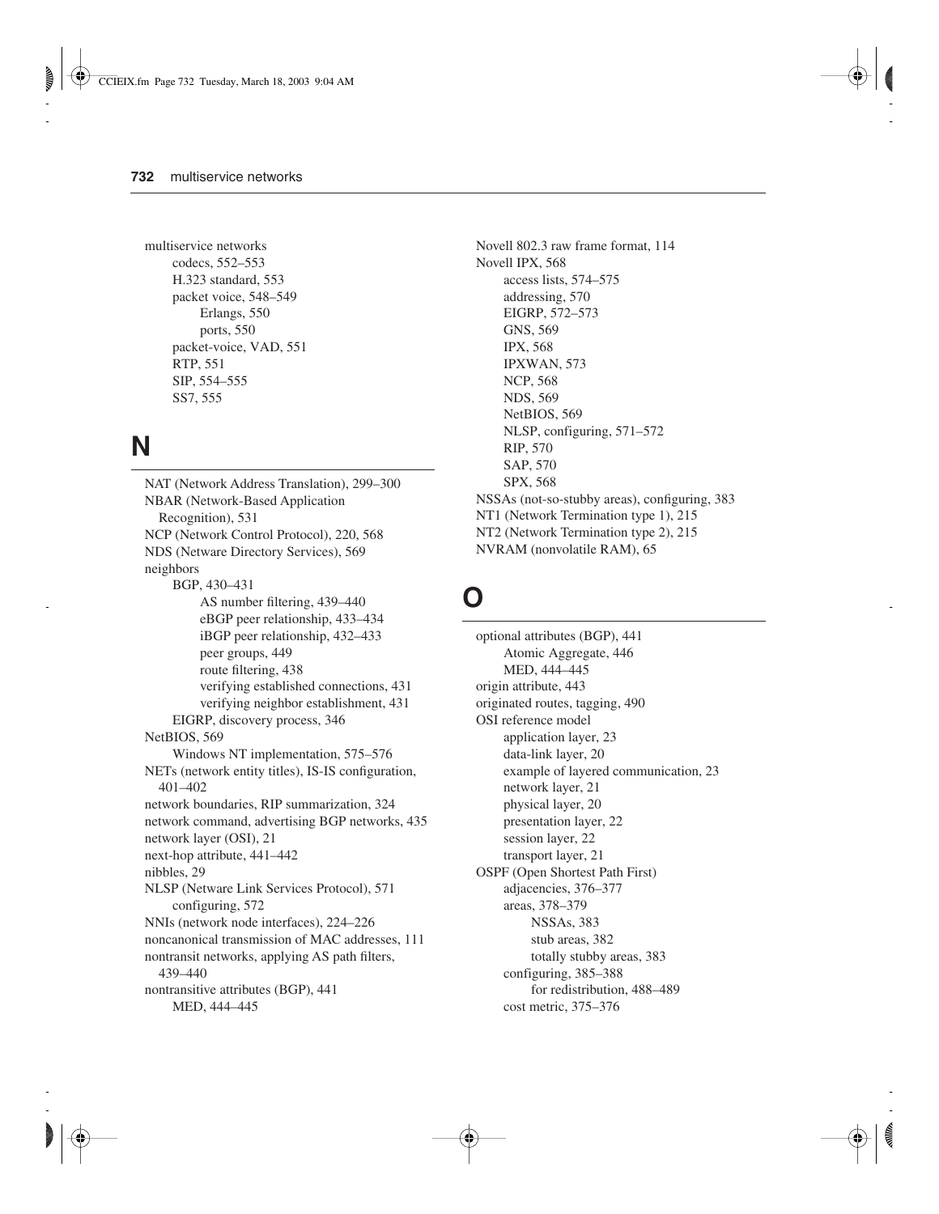multiservice networks
- codecs, 552–553
- H.323 standard, 553
- packet voice, 548–549
  - Erlangs, 550
  - ports, 550
- packet-voice, VAD, 551
- RTP, 551
- SIP, 554–555
- SS7, 555

## N

NAT (Network Address Translation), 299–300

NBAR (Network-Based Application Recognition), 531

NCP (Network Control Protocol), 220, 568

NDS (Netware Directory Services), 569

neighbors
- BGP, 430–431
  - AS number filtering, 439–440
  - eBGP peer relationship, 433–434
  - iBGP peer relationship, 432–433
  - peer groups, 449
  - route filtering, 438
  - verifying established connections, 431
  - verifying neighbor establishment, 431
- EIGRP, discovery process, 346

NetBIOS, 569
- Windows NT implementation, 575–576

NETs (network entity titles), IS-IS configuration, 401–402

network boundaries, RIP summarization, 324

network command, advertising BGP networks, 435

network layer (OSI), 21

next-hop attribute, 441–442

nibbles, 29

NLSP (Netware Link Services Protocol), 571
- configuring, 572

NNIs (network node interfaces), 224–226

noncanonical transmission of MAC addresses, 111

nontransit networks, applying AS path filters, 439–440

nontransitive attributes (BGP), 441
- MED, 444–445

Novell 802.3 raw frame format, 114

Novell IPX, 568
- access lists, 574–575
- addressing, 570
- EIGRP, 572–573
- GNS, 569
- IPX, 568
- IPXWAN, 573
- NCP, 568
- NDS, 569
- NetBIOS, 569
- NLSP, configuring, 571–572
- RIP, 570
- SAP, 570
- SPX, 568

NSSAs (not-so-stubby areas), configuring, 383

NT1 (Network Termination type 1), 215

NT2 (Network Termination type 2), 215

NVRAM (nonvolatile RAM), 65

## O

optional attributes (BGP), 441
- Atomic Aggregate, 446
- MED, 444–445

origin attribute, 443

originated routes, tagging, 490

OSI reference model
- application layer, 23
- data-link layer, 20
- example of layered communication, 23
- network layer, 21
- physical layer, 20
- presentation layer, 22
- session layer, 22
- transport layer, 21

OSPF (Open Shortest Path First)
- adjacencies, 376–377
- areas, 378–379
  - NSSAs, 383
  - stub areas, 382
  - totally stubby areas, 383
- configuring, 385–388
  - for redistribution, 488–489
- cost metric, 375–376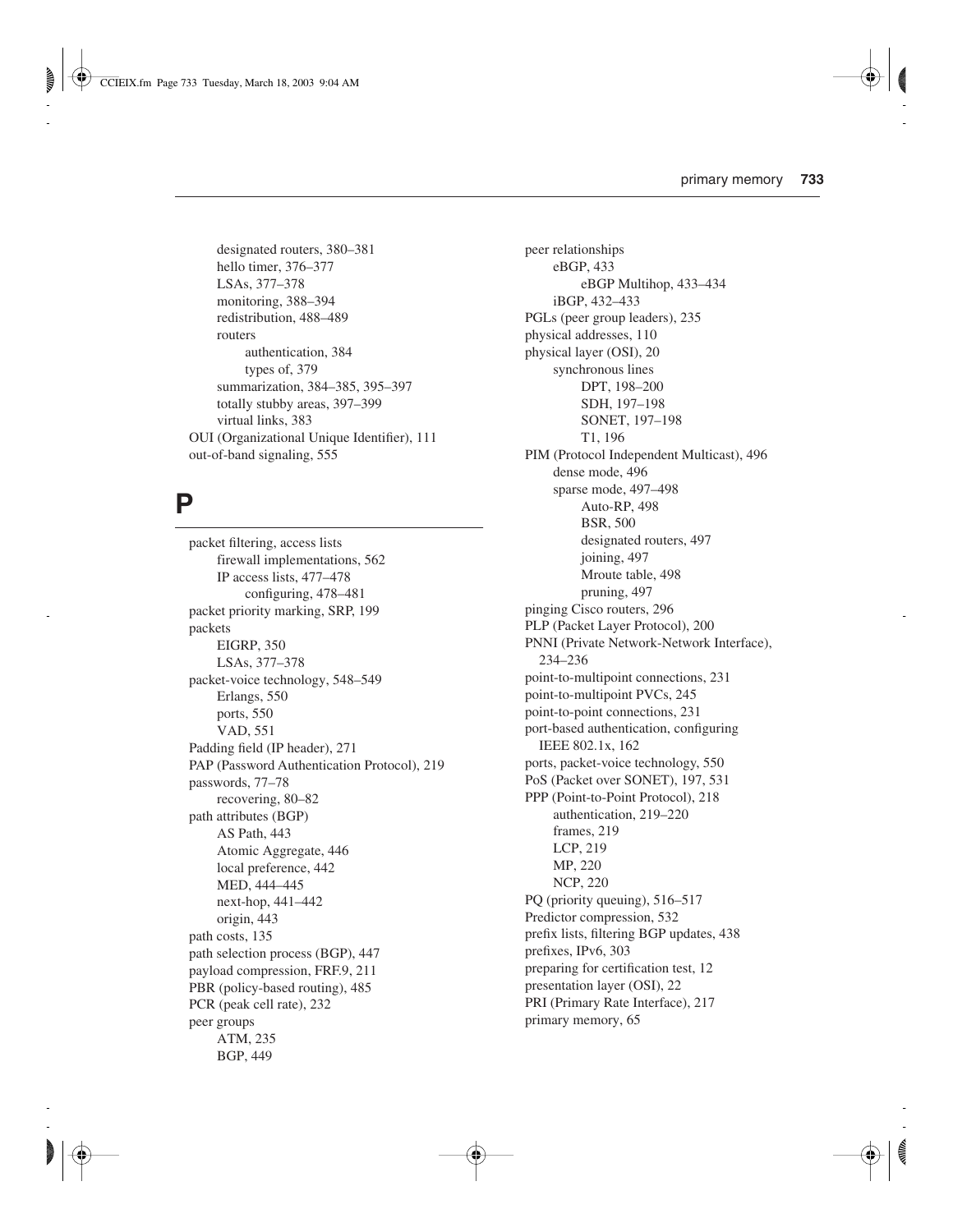designated routers, 380–381
  hello timer, 376–377
  LSAs, 377–378
  monitoring, 388–394
  redistribution, 488–489
  routers
    authentication, 384
    types of, 379
  summarization, 384–385, 395–397
  totally stubby areas, 397–399
  virtual links, 383
OUI (Organizational Unique Identifier), 111
out-of-band signaling, 555

# P

packet filtering, access lists
  firewall implementations, 562
  IP access lists, 477–478
    configuring, 478–481
packet priority marking, SRP, 199
packets
  EIGRP, 350
  LSAs, 377–378
packet-voice technology, 548–549
  Erlangs, 550
  ports, 550
  VAD, 551
Padding field (IP header), 271
PAP (Password Authentication Protocol), 219
passwords, 77–78
  recovering, 80–82
path attributes (BGP)
  AS Path, 443
  Atomic Aggregate, 446
  local preference, 442
  MED, 444–445
  next-hop, 441–442
  origin, 443
path costs, 135
path selection process (BGP), 447
payload compression, FRF.9, 211
PBR (policy-based routing), 485
PCR (peak cell rate), 232
peer groups
  ATM, 235
  BGP, 449
peer relationships
  eBGP, 433
    eBGP Multihop, 433–434
  iBGP, 432–433
PGLs (peer group leaders), 235
physical addresses, 110
physical layer (OSI), 20
  synchronous lines
    DPT, 198–200
    SDH, 197–198
    SONET, 197–198
    T1, 196
PIM (Protocol Independent Multicast), 496
  dense mode, 496
  sparse mode, 497–498
    Auto-RP, 498
    BSR, 500
    designated routers, 497
    joining, 497
    Mroute table, 498
    pruning, 497
pinging Cisco routers, 296
PLP (Packet Layer Protocol), 200
PNNI (Private Network-Network Interface), 234–236
point-to-multipoint connections, 231
point-to-multipoint PVCs, 245
point-to-point connections, 231
port-based authentication, configuring IEEE 802.1x, 162
ports, packet-voice technology, 550
PoS (Packet over SONET), 197, 531
PPP (Point-to-Point Protocol), 218
  authentication, 219–220
  frames, 219
  LCP, 219
  MP, 220
  NCP, 220
PQ (priority queuing), 516–517
Predictor compression, 532
prefix lists, filtering BGP updates, 438
prefixes, IPv6, 303
preparing for certification test, 12
presentation layer (OSI), 22
PRI (Primary Rate Interface), 217
primary memory, 65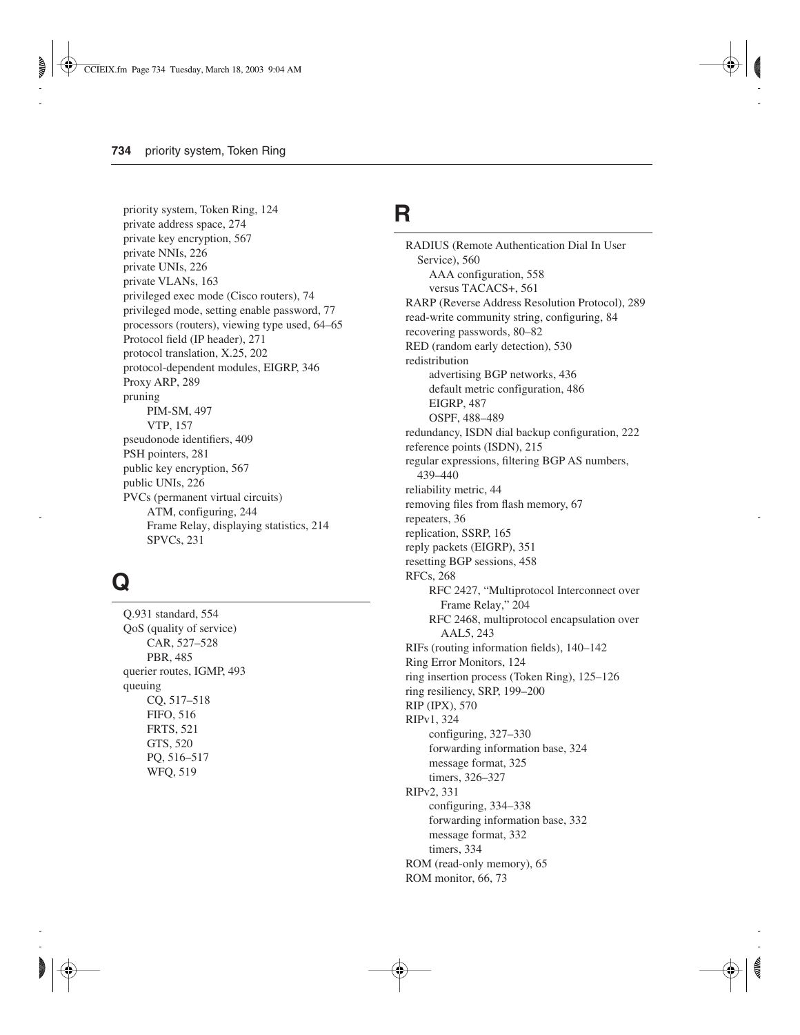priority system, Token Ring, 124
private address space, 274
private key encryption, 567
private NNIs, 226
private UNIs, 226
private VLANs, 163
privileged exec mode (Cisco routers), 74
privileged mode, setting enable password, 77
processors (routers), viewing type used, 64–65
Protocol field (IP header), 271
protocol translation, X.25, 202
protocol-dependent modules, EIGRP, 346
Proxy ARP, 289
pruning
- PIM-SM, 497
- VTP, 157

pseudonode identifiers, 409
PSH pointers, 281
public key encryption, 567
public UNIs, 226
PVCs (permanent virtual circuits)
- ATM, configuring, 244
- Frame Relay, displaying statistics, 214
- SPVCs, 231

# Q

Q.931 standard, 554
QoS (quality of service)
- CAR, 527–528
- PBR, 485

querier routes, IGMP, 493
queuing
- CQ, 517–518
- FIFO, 516
- FRTS, 521
- GTS, 520
- PQ, 516–517
- WFQ, 519

# R

RADIUS (Remote Authentication Dial In User Service), 560
- AAA configuration, 558
- versus TACACS+, 561

RARP (Reverse Address Resolution Protocol), 289
read-write community string, configuring, 84
recovering passwords, 80–82
RED (random early detection), 530
redistribution
- advertising BGP networks, 436
- default metric configuration, 486
- EIGRP, 487
- OSPF, 488–489

redundancy, ISDN dial backup configuration, 222
reference points (ISDN), 215
regular expressions, filtering BGP AS numbers, 439–440
reliability metric, 44
removing files from flash memory, 67
repeaters, 36
replication, SSRP, 165
reply packets (EIGRP), 351
resetting BGP sessions, 458
RFCs, 268
- RFC 2427, "Multiprotocol Interconnect over Frame Relay," 204
- RFC 2468, multiprotocol encapsulation over AAL5, 243

RIFs (routing information fields), 140–142
Ring Error Monitors, 124
ring insertion process (Token Ring), 125–126
ring resiliency, SRP, 199–200
RIP (IPX), 570
RIPv1, 324
- configuring, 327–330
- forwarding information base, 324
- message format, 325
- timers, 326–327

RIPv2, 331
- configuring, 334–338
- forwarding information base, 332
- message format, 332
- timers, 334

ROM (read-only memory), 65
ROM monitor, 66, 73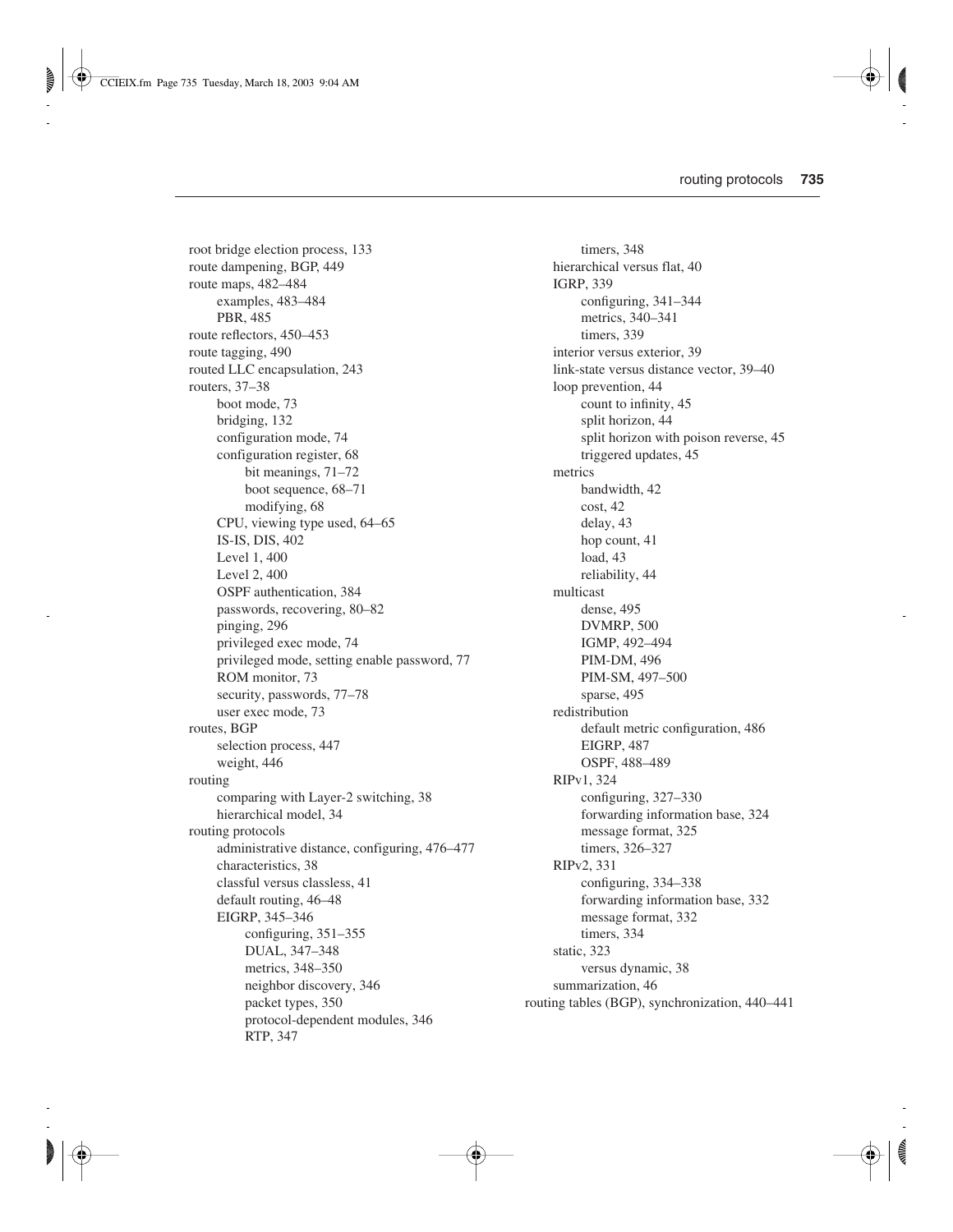- root bridge election process, 133
- route dampening, BGP, 449
- route maps, 482–484
  - examples, 483–484
  - PBR, 485
- route reflectors, 450–453
- route tagging, 490
- routed LLC encapsulation, 243
- routers, 37–38
  - boot mode, 73
  - bridging, 132
  - configuration mode, 74
  - configuration register, 68
    - bit meanings, 71–72
    - boot sequence, 68–71
    - modifying, 68
  - CPU, viewing type used, 64–65
  - IS-IS, DIS, 402
  - Level 1, 400
  - Level 2, 400
  - OSPF authentication, 384
  - passwords, recovering, 80–82
  - pinging, 296
  - privileged exec mode, 74
  - privileged mode, setting enable password, 77
  - ROM monitor, 73
  - security, passwords, 77–78
  - user exec mode, 73
- routes, BGP
  - selection process, 447
  - weight, 446
- routing
  - comparing with Layer-2 switching, 38
  - hierarchical model, 34
- routing protocols
  - administrative distance, configuring, 476–477
  - characteristics, 38
  - classful versus classless, 41
  - default routing, 46–48
  - EIGRP, 345–346
    - configuring, 351–355
    - DUAL, 347–348
    - metrics, 348–350
    - neighbor discovery, 346
    - packet types, 350
    - protocol-dependent modules, 346
    - RTP, 347
    - timers, 348
  - hierarchical versus flat, 40
  - IGRP, 339
    - configuring, 341–344
    - metrics, 340–341
    - timers, 339
  - interior versus exterior, 39
  - link-state versus distance vector, 39–40
  - loop prevention, 44
    - count to infinity, 45
    - split horizon, 44
    - split horizon with poison reverse, 45
    - triggered updates, 45
  - metrics
    - bandwidth, 42
    - cost, 42
    - delay, 43
    - hop count, 41
    - load, 43
    - reliability, 44
  - multicast
    - dense, 495
    - DVMRP, 500
    - IGMP, 492–494
    - PIM-DM, 496
    - PIM-SM, 497–500
    - sparse, 495
  - redistribution
    - default metric configuration, 486
    - EIGRP, 487
    - OSPF, 488–489
  - RIPv1, 324
    - configuring, 327–330
    - forwarding information base, 324
    - message format, 325
    - timers, 326–327
  - RIPv2, 331
    - configuring, 334–338
    - forwarding information base, 332
    - message format, 332
    - timers, 334
  - static, 323
    - versus dynamic, 38
  - summarization, 46
- routing tables (BGP), synchronization, 440–441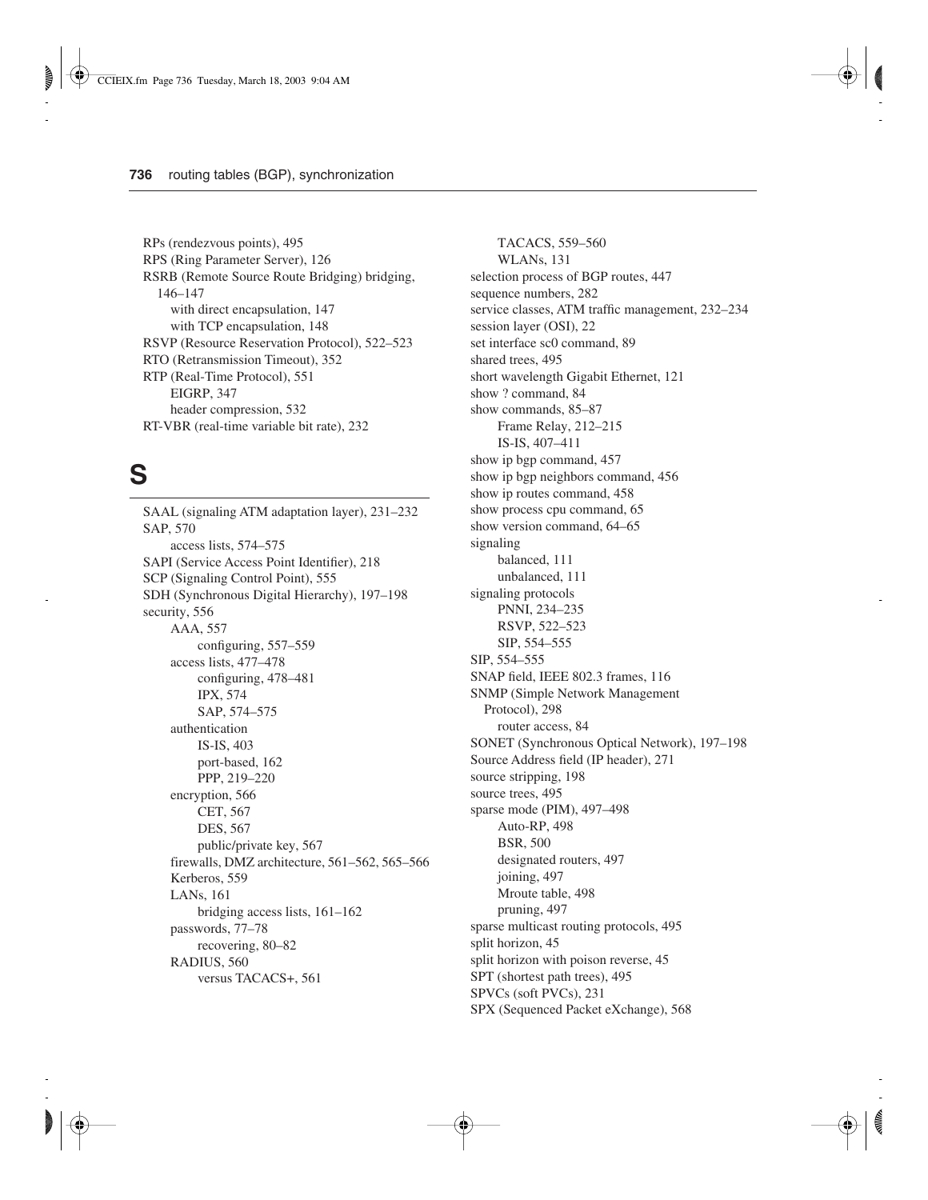RPs (rendezvous points), 495
RPS (Ring Parameter Server), 126
RSRB (Remote Source Route Bridging) bridging, 146–147
    with direct encapsulation, 147
    with TCP encapsulation, 148
RSVP (Resource Reservation Protocol), 522–523
RTO (Retransmission Timeout), 352
RTP (Real-Time Protocol), 551
    EIGRP, 347
    header compression, 532
RT-VBR (real-time variable bit rate), 232

# S

SAAL (signaling ATM adaptation layer), 231–232
SAP, 570
    access lists, 574–575
SAPI (Service Access Point Identifier), 218
SCP (Signaling Control Point), 555
SDH (Synchronous Digital Hierarchy), 197–198
security, 556
    AAA, 557
        configuring, 557–559
    access lists, 477–478
        configuring, 478–481
        IPX, 574
        SAP, 574–575
    authentication
        IS-IS, 403
        port-based, 162
        PPP, 219–220
    encryption, 566
        CET, 567
        DES, 567
        public/private key, 567
    firewalls, DMZ architecture, 561–562, 565–566
    Kerberos, 559
    LANs, 161
        bridging access lists, 161–162
    passwords, 77–78
        recovering, 80–82
    RADIUS, 560
        versus TACACS+, 561
    TACACS, 559–560
    WLANs, 131
selection process of BGP routes, 447
sequence numbers, 282
service classes, ATM traffic management, 232–234
session layer (OSI), 22
set interface sc0 command, 89
shared trees, 495
short wavelength Gigabit Ethernet, 121
show ? command, 84
show commands, 85–87
    Frame Relay, 212–215
    IS-IS, 407–411
show ip bgp command, 457
show ip bgp neighbors command, 456
show ip routes command, 458
show process cpu command, 65
show version command, 64–65
signaling
    balanced, 111
    unbalanced, 111
signaling protocols
    PNNI, 234–235
    RSVP, 522–523
    SIP, 554–555
SIP, 554–555
SNAP field, IEEE 802.3 frames, 116
SNMP (Simple Network Management Protocol), 298
    router access, 84
SONET (Synchronous Optical Network), 197–198
Source Address field (IP header), 271
source stripping, 198
source trees, 495
sparse mode (PIM), 497–498
    Auto-RP, 498
    BSR, 500
    designated routers, 497
    joining, 497
    Mroute table, 498
    pruning, 497
sparse multicast routing protocols, 495
split horizon, 45
split horizon with poison reverse, 45
SPT (shortest path trees), 495
SPVCs (soft PVCs), 231
SPX (Sequenced Packet eXchange), 568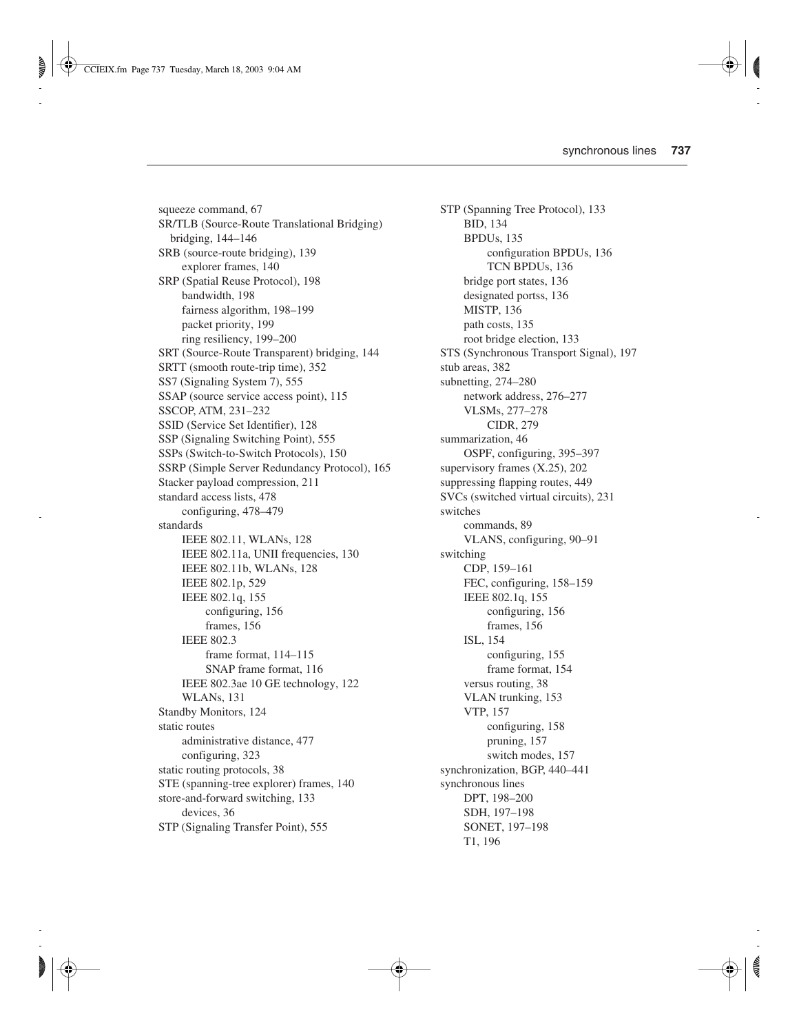squeeze command, 67
SR/TLB (Source-Route Translational Bridging) bridging, 144–146
SRB (source-route bridging), 139
  - explorer frames, 140

SRP (Spatial Reuse Protocol), 198
  - bandwidth, 198
  - fairness algorithm, 198–199
  - packet priority, 199
  - ring resiliency, 199–200

SRT (Source-Route Transparent) bridging, 144
SRTT (smooth route-trip time), 352
SS7 (Signaling System 7), 555
SSAP (source service access point), 115
SSCOP, ATM, 231–232
SSID (Service Set Identifier), 128
SSP (Signaling Switching Point), 555
SSPs (Switch-to-Switch Protocols), 150
SSRP (Simple Server Redundancy Protocol), 165
Stacker payload compression, 211
standard access lists, 478
  - configuring, 478–479

standards
  - IEEE 802.11, WLANs, 128
  - IEEE 802.11a, UNII frequencies, 130
  - IEEE 802.11b, WLANs, 128
  - IEEE 802.1p, 529
  - IEEE 802.1q, 155
    - configuring, 156
    - frames, 156
  - IEEE 802.3
    - frame format, 114–115
    - SNAP frame format, 116
  - IEEE 802.3ae 10 GE technology, 122
  - WLANs, 131

Standby Monitors, 124
static routes
  - administrative distance, 477
  - configuring, 323

static routing protocols, 38
STE (spanning-tree explorer) frames, 140
store-and-forward switching, 133
  - devices, 36

STP (Signaling Transfer Point), 555
STP (Spanning Tree Protocol), 133
  - BID, 134
  - BPDUs, 135
    - configuration BPDUs, 136
    - TCN BPDUs, 136
  - bridge port states, 136
  - designated portss, 136
  - MISTP, 136
  - path costs, 135
  - root bridge election, 133

STS (Synchronous Transport Signal), 197
stub areas, 382
subnetting, 274–280
  - network address, 276–277
  - VLSMs, 277–278
    - CIDR, 279

summarization, 46
  - OSPF, configuring, 395–397

supervisory frames (X.25), 202
suppressing flapping routes, 449
SVCs (switched virtual circuits), 231
switches
  - commands, 89
  - VLANS, configuring, 90–91

switching
  - CDP, 159–161
  - FEC, configuring, 158–159
  - IEEE 802.1q, 155
    - configuring, 156
    - frames, 156
  - ISL, 154
    - configuring, 155
    - frame format, 154
  - versus routing, 38
  - VLAN trunking, 153
  - VTP, 157
    - configuring, 158
    - pruning, 157
    - switch modes, 157

synchronization, BGP, 440–441
synchronous lines
  - DPT, 198–200
  - SDH, 197–198
  - SONET, 197–198
  - T1, 196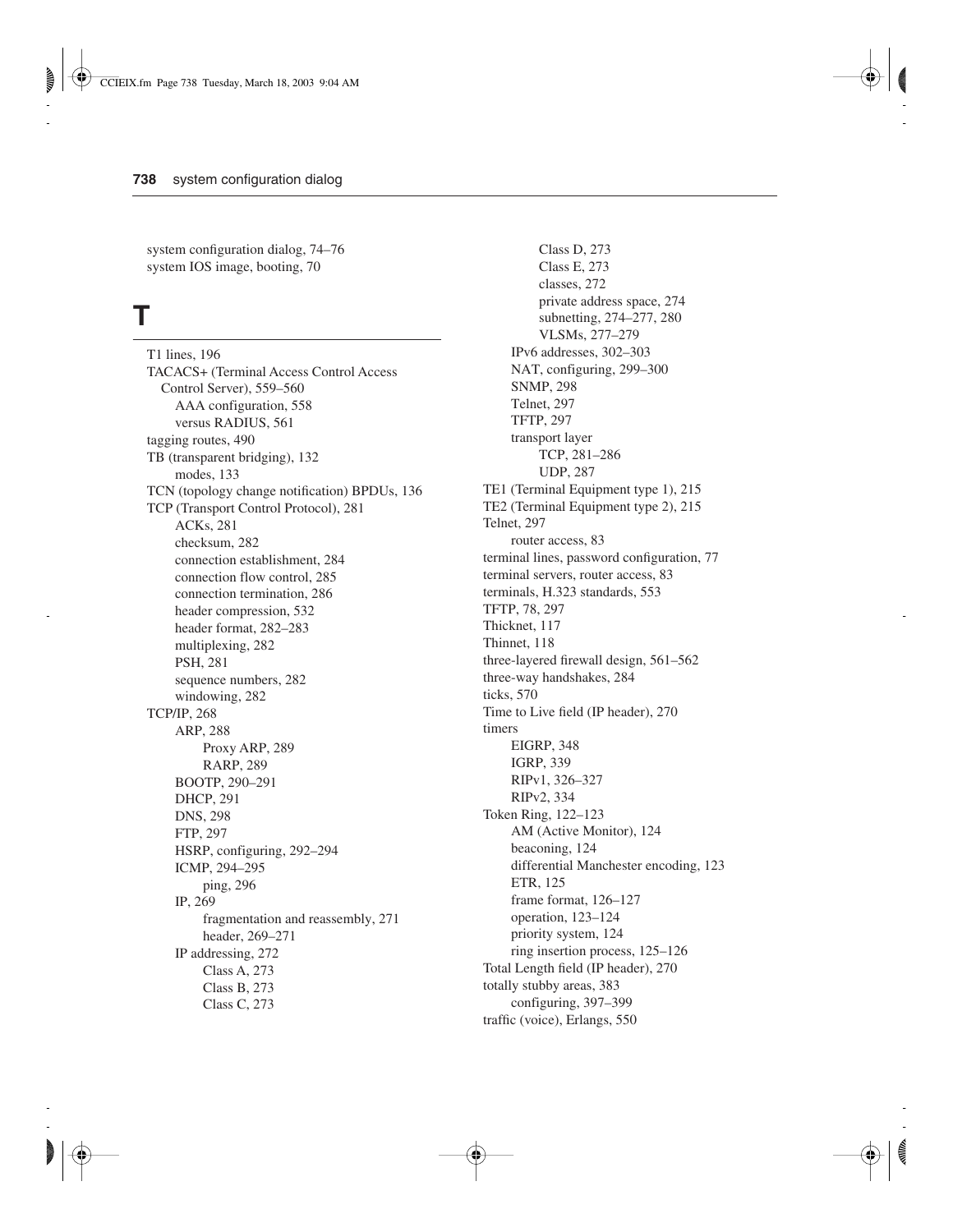system configuration dialog, 74–76
system IOS image, booting, 70

# T

T1 lines, 196
TACACS+ (Terminal Access Control Access Control Server), 559–560
  AAA configuration, 558
  versus RADIUS, 561
tagging routes, 490
TB (transparent bridging), 132
  modes, 133
TCN (topology change notification) BPDUs, 136
TCP (Transport Control Protocol), 281
  ACKs, 281
  checksum, 282
  connection establishment, 284
  connection flow control, 285
  connection termination, 286
  header compression, 532
  header format, 282–283
  multiplexing, 282
  PSH, 281
  sequence numbers, 282
  windowing, 282
TCP/IP, 268
  ARP, 288
    Proxy ARP, 289
    RARP, 289
  BOOTP, 290–291
  DHCP, 291
  DNS, 298
  FTP, 297
  HSRP, configuring, 292–294
  ICMP, 294–295
    ping, 296
  IP, 269
    fragmentation and reassembly, 271
    header, 269–271
  IP addressing, 272
    Class A, 273
    Class B, 273
    Class C, 273
    Class D, 273
    Class E, 273
    classes, 272
    private address space, 274
    subnetting, 274–277, 280
    VLSMs, 277–279
  IPv6 addresses, 302–303
  NAT, configuring, 299–300
  SNMP, 298
  Telnet, 297
  TFTP, 297
  transport layer
    TCP, 281–286
    UDP, 287
TE1 (Terminal Equipment type 1), 215
TE2 (Terminal Equipment type 2), 215
Telnet, 297
  router access, 83
terminal lines, password configuration, 77
terminal servers, router access, 83
terminals, H.323 standards, 553
TFTP, 78, 297
Thicknet, 117
Thinnet, 118
three-layered firewall design, 561–562
three-way handshakes, 284
ticks, 570
Time to Live field (IP header), 270
timers
  EIGRP, 348
  IGRP, 339
  RIPv1, 326–327
  RIPv2, 334
Token Ring, 122–123
  AM (Active Monitor), 124
  beaconing, 124
  differential Manchester encoding, 123
  ETR, 125
  frame format, 126–127
  operation, 123–124
  priority system, 124
  ring insertion process, 125–126
Total Length field (IP header), 270
totally stubby areas, 383
  configuring, 397–399
traffic (voice), Erlangs, 550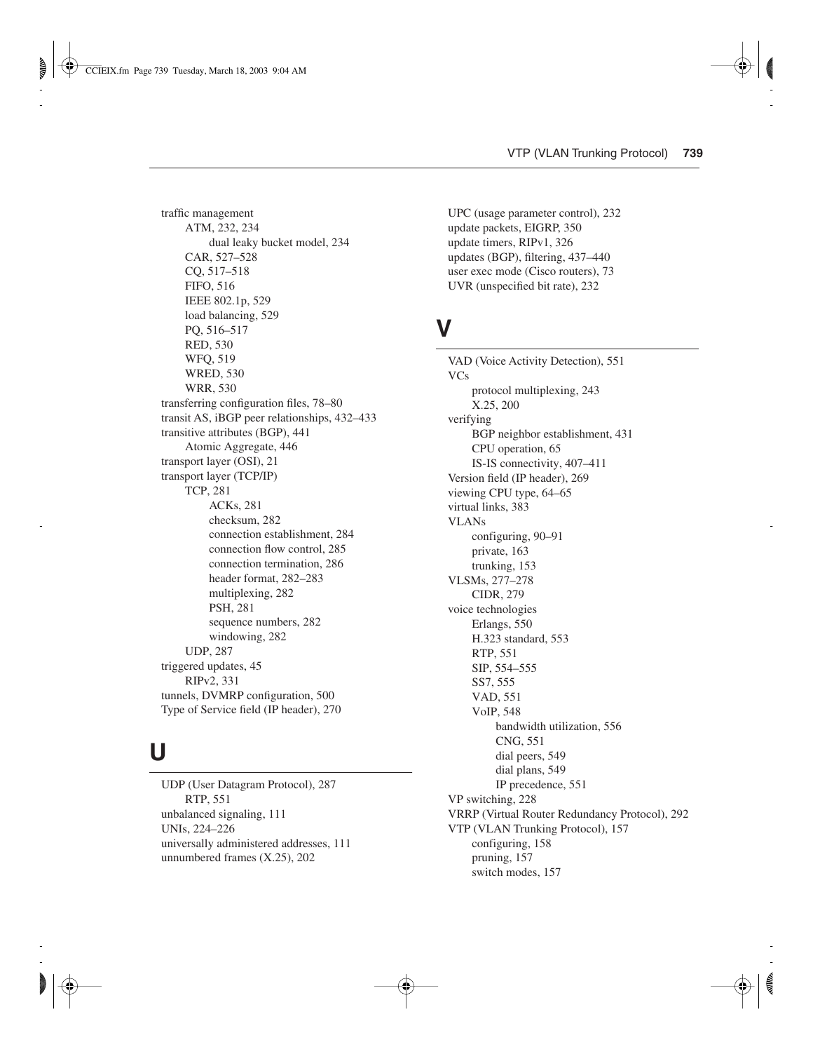traffic management
- ATM, 232, 234
  - dual leaky bucket model, 234
- CAR, 527–528
- CQ, 517–518
- FIFO, 516
- IEEE 802.1p, 529
- load balancing, 529
- PQ, 516–517
- RED, 530
- WFQ, 519
- WRED, 530
- WRR, 530

transferring configuration files, 78–80
transit AS, iBGP peer relationships, 432–433
transitive attributes (BGP), 441
- Atomic Aggregate, 446

transport layer (OSI), 21
transport layer (TCP/IP)
- TCP, 281
  - ACKs, 281
  - checksum, 282
  - connection establishment, 284
  - connection flow control, 285
  - connection termination, 286
  - header format, 282–283
  - multiplexing, 282
  - PSH, 281
  - sequence numbers, 282
  - windowing, 282
- UDP, 287

triggered updates, 45
- RIPv2, 331

tunnels, DVMRP configuration, 500
Type of Service field (IP header), 270

# U

UDP (User Datagram Protocol), 287
- RTP, 551

unbalanced signaling, 111
UNIs, 224–226
universally administered addresses, 111
unnumbered frames (X.25), 202
UPC (usage parameter control), 232
update packets, EIGRP, 350
update timers, RIPv1, 326
updates (BGP), filtering, 437–440
user exec mode (Cisco routers), 73
UVR (unspecified bit rate), 232

# V

VAD (Voice Activity Detection), 551
VCs
- protocol multiplexing, 243
- X.25, 200

verifying
- BGP neighbor establishment, 431
- CPU operation, 65
- IS-IS connectivity, 407–411

Version field (IP header), 269
viewing CPU type, 64–65
virtual links, 383
VLANs
- configuring, 90–91
- private, 163
- trunking, 153

VLSMs, 277–278
- CIDR, 279

voice technologies
- Erlangs, 550
- H.323 standard, 553
- RTP, 551
- SIP, 554–555
- SS7, 555
- VAD, 551
- VoIP, 548
  - bandwidth utilization, 556
  - CNG, 551
  - dial peers, 549
  - dial plans, 549
  - IP precedence, 551

VP switching, 228
VRRP (Virtual Router Redundancy Protocol), 292
VTP (VLAN Trunking Protocol), 157
- configuring, 158
- pruning, 157
- switch modes, 157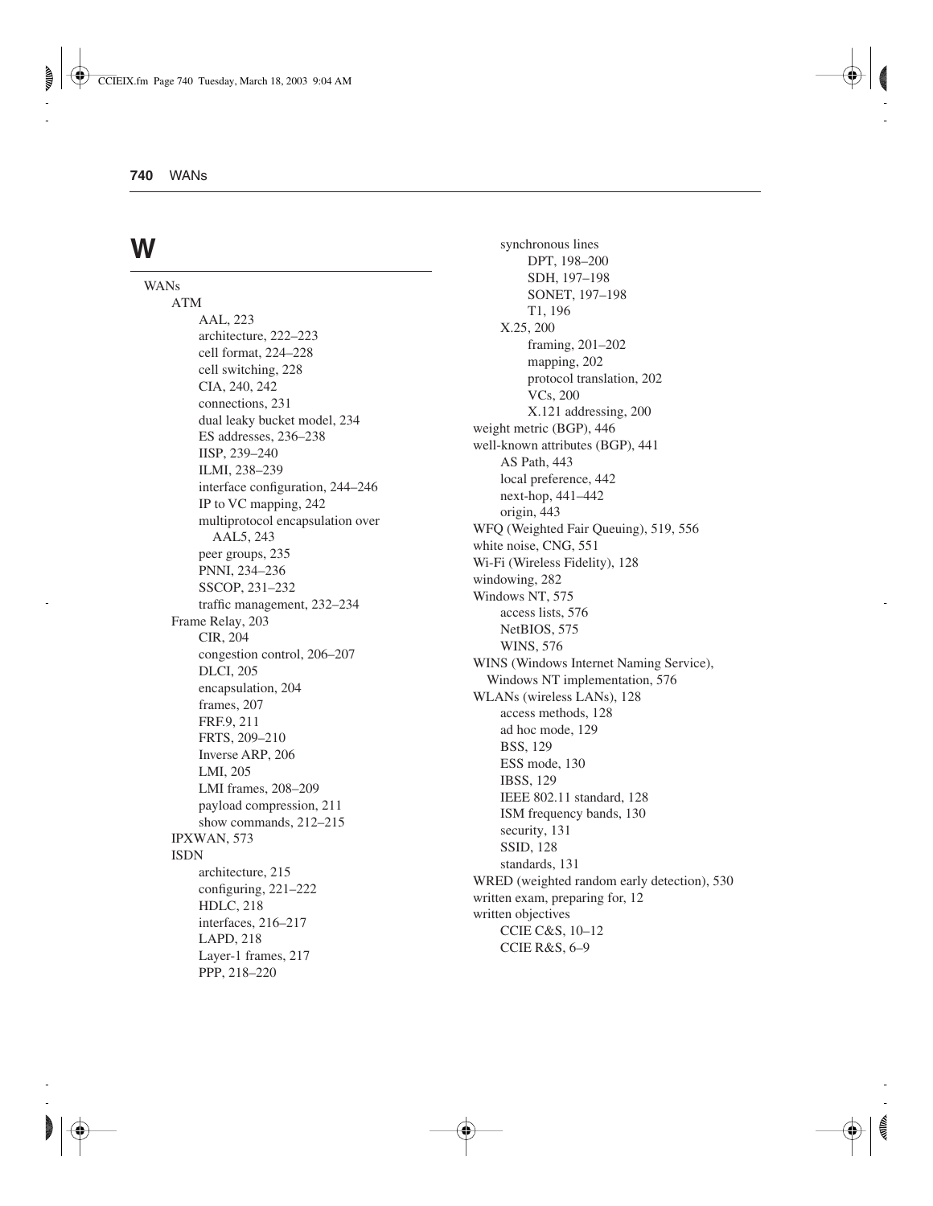# W

- WANs
  - ATM
    - AAL, 223
    - architecture, 222–223
    - cell format, 224–228
    - cell switching, 228
    - CIA, 240, 242
    - connections, 231
    - dual leaky bucket model, 234
    - ES addresses, 236–238
    - IISP, 239–240
    - ILMI, 238–239
    - interface configuration, 244–246
    - IP to VC mapping, 242
    - multiprotocol encapsulation over AAL5, 243
    - peer groups, 235
    - PNNI, 234–236
    - SSCOP, 231–232
    - traffic management, 232–234
  - Frame Relay, 203
    - CIR, 204
    - congestion control, 206–207
    - DLCI, 205
    - encapsulation, 204
    - frames, 207
    - FRF.9, 211
    - FRTS, 209–210
    - Inverse ARP, 206
    - LMI, 205
    - LMI frames, 208–209
    - payload compression, 211
    - show commands, 212–215
  - IPXWAN, 573
  - ISDN
    - architecture, 215
    - configuring, 221–222
    - HDLC, 218
    - interfaces, 216–217
    - LAPD, 218
    - Layer-1 frames, 217
    - PPP, 218–220
  - synchronous lines
    - DPT, 198–200
    - SDH, 197–198
    - SONET, 197–198
    - T1, 196
  - X.25, 200
    - framing, 201–202
    - mapping, 202
    - protocol translation, 202
    - VCs, 200
    - X.121 addressing, 200
- weight metric (BGP), 446
- well-known attributes (BGP), 441
  - AS Path, 443
  - local preference, 442
  - next-hop, 441–442
  - origin, 443
- WFQ (Weighted Fair Queuing), 519, 556
- white noise, CNG, 551
- Wi-Fi (Wireless Fidelity), 128
- windowing, 282
- Windows NT, 575
  - access lists, 576
  - NetBIOS, 575
  - WINS, 576
- WINS (Windows Internet Naming Service), Windows NT implementation, 576
- WLANs (wireless LANs), 128
  - access methods, 128
  - ad hoc mode, 129
  - BSS, 129
  - ESS mode, 130
  - IBSS, 129
  - IEEE 802.11 standard, 128
  - ISM frequency bands, 130
  - security, 131
  - SSID, 128
  - standards, 131
- WRED (weighted random early detection), 530
- written exam, preparing for, 12
- written objectives
  - CCIE C&S, 10–12
  - CCIE R&S, 6–9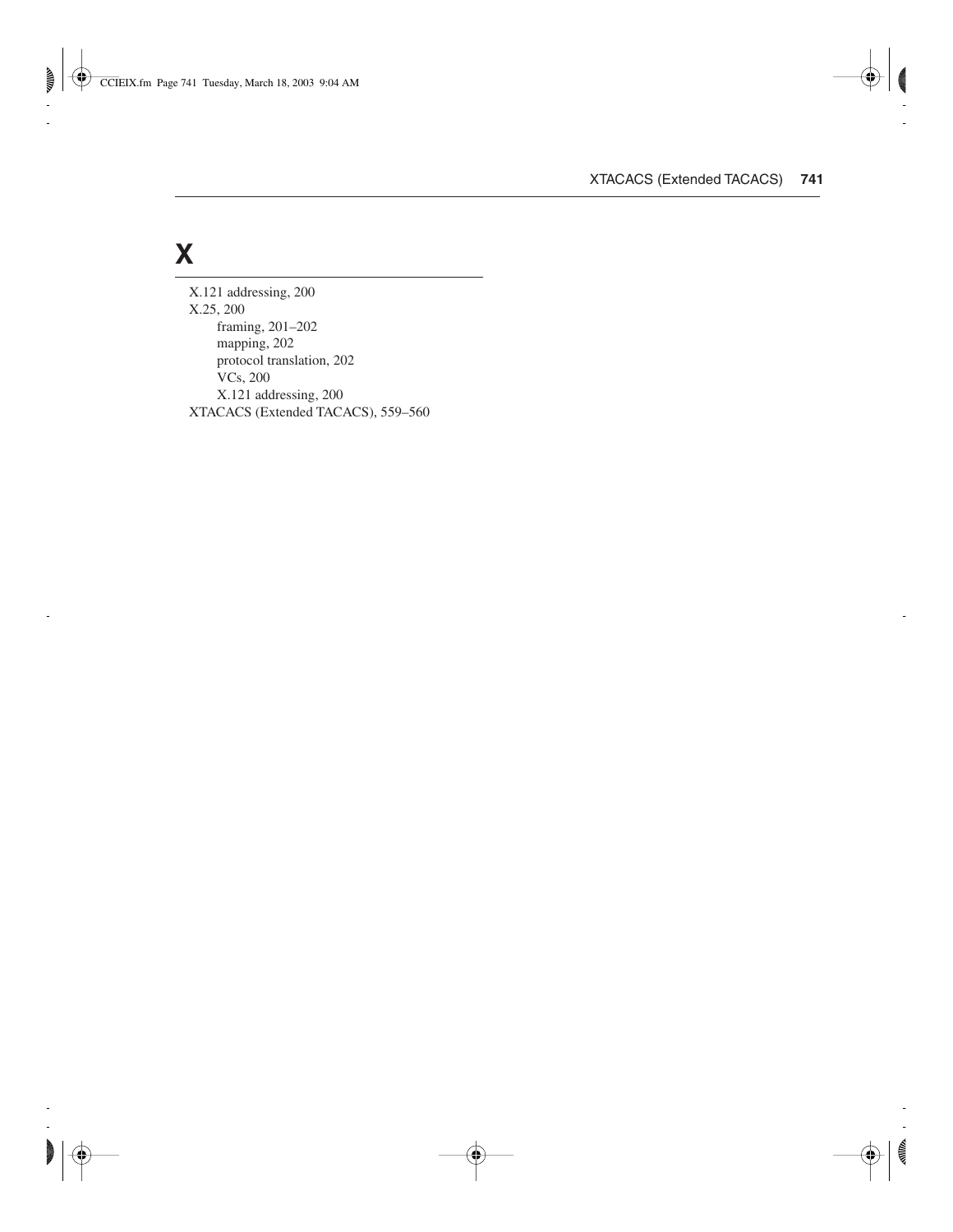# X

X.121 addressing, 200
X.25, 200
- framing, 201–202
- mapping, 202
- protocol translation, 202
- VCs, 200
- X.121 addressing, 200

XTACACS (Extended TACACS), 559–560